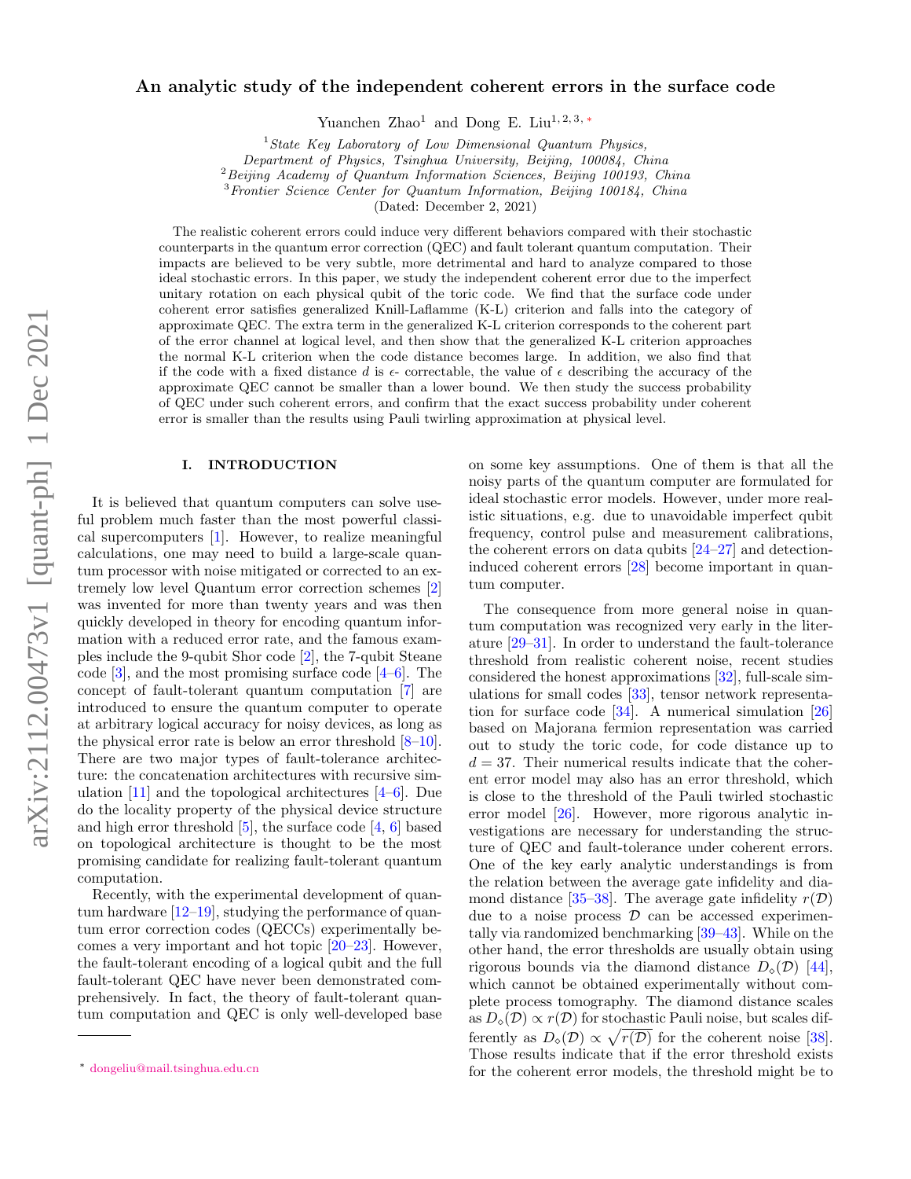# An analytic study of the independent coherent errors in the surface code

Yuanchen Zhao[1] and Dong E. Liu[1, 2, 3, *]

[1] *State Key Laboratory of Low Dimensional Quantum Physics, Department of Physics, Tsinghua University, Beijing, 100084, China*
[2] *Beijing Academy of Quantum Information Sciences, Beijing 100193, China*
[3] *Frontier Science Center for Quantum Information, Beijing 100184, China*

(Dated: December 2, 2021)

The realistic coherent errors could induce very different behaviors compared with their stochastic counterparts in the quantum error correction (QEC) and fault tolerant quantum computation. Their impacts are believed to be very subtle, more detrimental and hard to analyze compared to those ideal stochastic errors. In this paper, we study the independent coherent error due to the imperfect unitary rotation on each physical qubit of the toric code. We find that the surface code under coherent error satisfies generalized Knill-Laflamme (K-L) criterion and falls into the category of approximate QEC. The extra term in the generalized K-L criterion corresponds to the coherent part of the error channel at logical level, and then show that the generalized K-L criterion approaches the normal K-L criterion when the code distance becomes large. In addition, we also find that if the code with a fixed distance $d$ is $\epsilon$- correctable, the value of $\epsilon$ describing the accuracy of the approximate QEC cannot be smaller than a lower bound. We then study the success probability of QEC under such coherent errors, and confirm that the exact success probability under coherent error is smaller than the results using Pauli twirling approximation at physical level.

## I. INTRODUCTION

It is believed that quantum computers can solve useful problem much faster than the most powerful classical supercomputers [1]. However, to realize meaningful calculations, one may need to build a large-scale quantum processor with noise mitigated or corrected to an extremely low level Quantum error correction schemes [2] was invented for more than twenty years and was then quickly developed in theory for encoding quantum information with a reduced error rate, and the famous examples include the 9-qubit Shor code [2], the 7-qubit Steane code [3], and the most promising surface code [4–6]. The concept of fault-tolerant quantum computation [7] are introduced to ensure the quantum computer to operate at arbitrary logical accuracy for noisy devices, as long as the physical error rate is below an error threshold [8–10]. There are two major types of fault-tolerance architecture: the concatenation architectures with recursive simulation [11] and the topological architectures [4–6]. Due do the locality property of the physical device structure and high error threshold [5], the surface code [4, 6] based on topological architecture is thought to be the most promising candidate for realizing fault-tolerant quantum computation.

Recently, with the experimental development of quantum hardware [12–19], studying the performance of quantum error correction codes (QECCs) experimentally becomes a very important and hot topic [20–23]. However, the fault-tolerant encoding of a logical qubit and the full fault-tolerant QEC have never been demonstrated comprehensively. In fact, the theory of fault-tolerant quantum computation and QEC is only well-developed base on some key assumptions. One of them is that all the noisy parts of the quantum computer are formulated for ideal stochastic error models. However, under more realistic situations, e.g. due to unavoidable imperfect qubit frequency, control pulse and measurement calibrations, the coherent errors on data qubits [24–27] and detection-induced coherent errors [28] become important in quantum computer.

The consequence from more general noise in quantum computation was recognized very early in the literature [29–31]. In order to understand the fault-tolerance threshold from realistic coherent noise, recent studies considered the honest approximations [32], full-scale simulations for small codes [33], tensor network representation for surface code [34]. A numerical simulation [26] based on Majorana fermion representation was carried out to study the toric code, for code distance up to $d = 37$. Their numerical results indicate that the coherent error model may also has an error threshold, which is close to the threshold of the Pauli twirled stochastic error model [26]. However, more rigorous analytic investigations are necessary for understanding the structure of QEC and fault-tolerance under coherent errors. One of the key early analytic understandings is from the relation between the average gate infidelity and diamond distance [35–38]. The average gate infidelity $r(\mathcal{D})$ due to a noise process $\mathcal{D}$ can be accessed experimentally via randomized benchmarking [39–43]. While on the other hand, the error thresholds are usually obtain using rigorous bounds via the diamond distance $D_\diamond(\mathcal{D})$ [44], which cannot be obtained experimentally without complete process tomography. The diamond distance scales as $D_\diamond(\mathcal{D}) \propto r(\mathcal{D})$ for stochastic Pauli noise, but scales differently as $D_\diamond(\mathcal{D}) \propto \sqrt{r(\mathcal{D})}$ for the coherent noise [38]. Those results indicate that if the error threshold exists for the coherent error models, the threshold might be to

* dongeliu@mail.tsinghua.edu.cn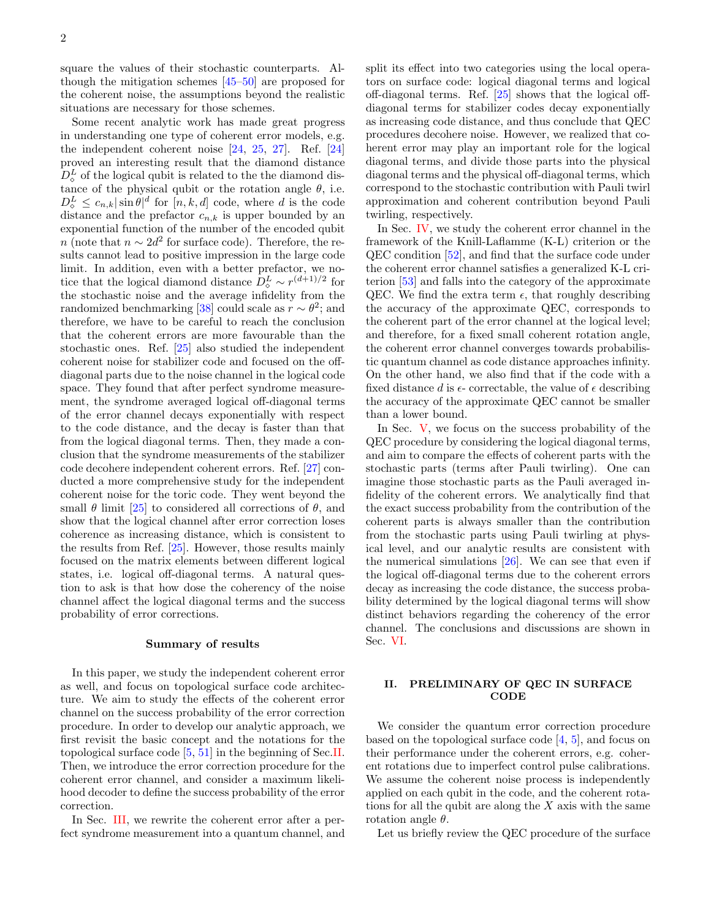square the values of their stochastic counterparts. Although the mitigation schemes [45–50] are proposed for the coherent noise, the assumptions beyond the realistic situations are necessary for those schemes.

Some recent analytic work has made great progress in understanding one type of coherent error models, e.g. the independent coherent noise [24, 25, 27]. Ref. [24] proved an interesting result that the diamond distance $D_\diamond^L$ of the logical qubit is related to the the diamond distance of the physical qubit or the rotation angle $\theta$, i.e. $D_\diamond^L \le c_{n,k}|\sin\theta|^d$ for $[n,k,d]$ code, where $d$ is the code distance and the prefactor $c_{n,k}$ is upper bounded by an exponential function of the number of the encoded qubit $n$ (note that $n \sim 2d^2$ for surface code). Therefore, the results cannot lead to positive impression in the large code limit. In addition, even with a better prefactor, we notice that the logical diamond distance $D_\diamond^L \sim r^{(d+1)/2}$ for the stochastic noise and the average infidelity from the randomized benchmarking [38] could scale as $r \sim \theta^2$; and therefore, we have to be careful to reach the conclusion that the coherent errors are more favourable than the stochastic ones. Ref. [25] also studied the independent coherent noise for stabilizer code and focused on the off-diagonal parts due to the noise channel in the logical code space. They found that after perfect syndrome measurement, the syndrome averaged logical off-diagonal terms of the error channel decays exponentially with respect to the code distance, and the decay is faster than that from the logical diagonal terms. Then, they made a conclusion that the syndrome measurements of the stabilizer code decohere independent coherent errors. Ref. [27] conducted a more comprehensive study for the independent coherent noise for the toric code. They went beyond the small $\theta$ limit [25] to considered all corrections of $\theta$, and show that the logical channel after error correction loses coherence as increasing distance, which is consistent to the results from Ref. [25]. However, those results mainly focused on the matrix elements between different logical states, i.e. logical off-diagonal terms. A natural question to ask is that how dose the coherency of the noise channel affect the logical diagonal terms and the success probability of error corrections.

### Summary of results

In this paper, we study the independent coherent error as well, and focus on topological surface code architecture. We aim to study the effects of the coherent error channel on the success probability of the error correction procedure. In order to develop our analytic approach, we first revisit the basic concept and the notations for the topological surface code [5, 51] in the beginning of Sec.II. Then, we introduce the error correction procedure for the coherent error channel, and consider a maximum likelihood decoder to define the success probability of the error correction.

In Sec. III, we rewrite the coherent error after a perfect syndrome measurement into a quantum channel, and split its effect into two categories using the local operators on surface code: logical diagonal terms and logical off-diagonal terms. Ref. [25] shows that the logical off-diagonal terms for stabilizer codes decay exponentially as increasing code distance, and thus conclude that QEC procedures decohere noise. However, we realized that coherent error may play an important role for the logical diagonal terms, and divide those parts into the physical diagonal terms and the physical off-diagonal terms, which correspond to the stochastic contribution with Pauli twirl approximation and coherent contribution beyond Pauli twirling, respectively.

In Sec. IV, we study the coherent error channel in the framework of the Knill-Laflamme (K-L) criterion or the QEC condition [52], and find that the surface code under the coherent error channel satisfies a generalized K-L criterion [53] and falls into the category of the approximate QEC. We find the extra term $\epsilon$, that roughly describing the accuracy of the approximate QEC, corresponds to the coherent part of the error channel at the logical level; and therefore, for a fixed small coherent rotation angle, the coherent error channel converges towards probabilistic quantum channel as code distance approaches infinity. On the other hand, we also find that if the code with a fixed distance $d$ is $\epsilon$- correctable, the value of $\epsilon$ describing the accuracy of the approximate QEC cannot be smaller than a lower bound.

In Sec. V, we focus on the success probability of the QEC procedure by considering the logical diagonal terms, and aim to compare the effects of coherent parts with the stochastic parts (terms after Pauli twirling). One can imagine those stochastic parts as the Pauli averaged infidelity of the coherent errors. We analytically find that the exact success probability from the contribution of the coherent parts is always smaller than the contribution from the stochastic parts using Pauli twirling at physical level, and our analytic results are consistent with the numerical simulations [26]. We can see that even if the logical off-diagonal terms due to the coherent errors decay as increasing the code distance, the success probability determined by the logical diagonal terms will show distinct behaviors regarding the coherency of the error channel. The conclusions and discussions are shown in Sec. VI.

## II. PRELIMINARY OF QEC IN SURFACE CODE

We consider the quantum error correction procedure based on the topological surface code [4, 5], and focus on their performance under the coherent errors, e.g. coherent rotations due to imperfect control pulse calibrations. We assume the coherent noise process is independently applied on each qubit in the code, and the coherent rotations for all the qubit are along the $X$ axis with the same rotation angle $\theta$.

Let us briefly review the QEC procedure of the surface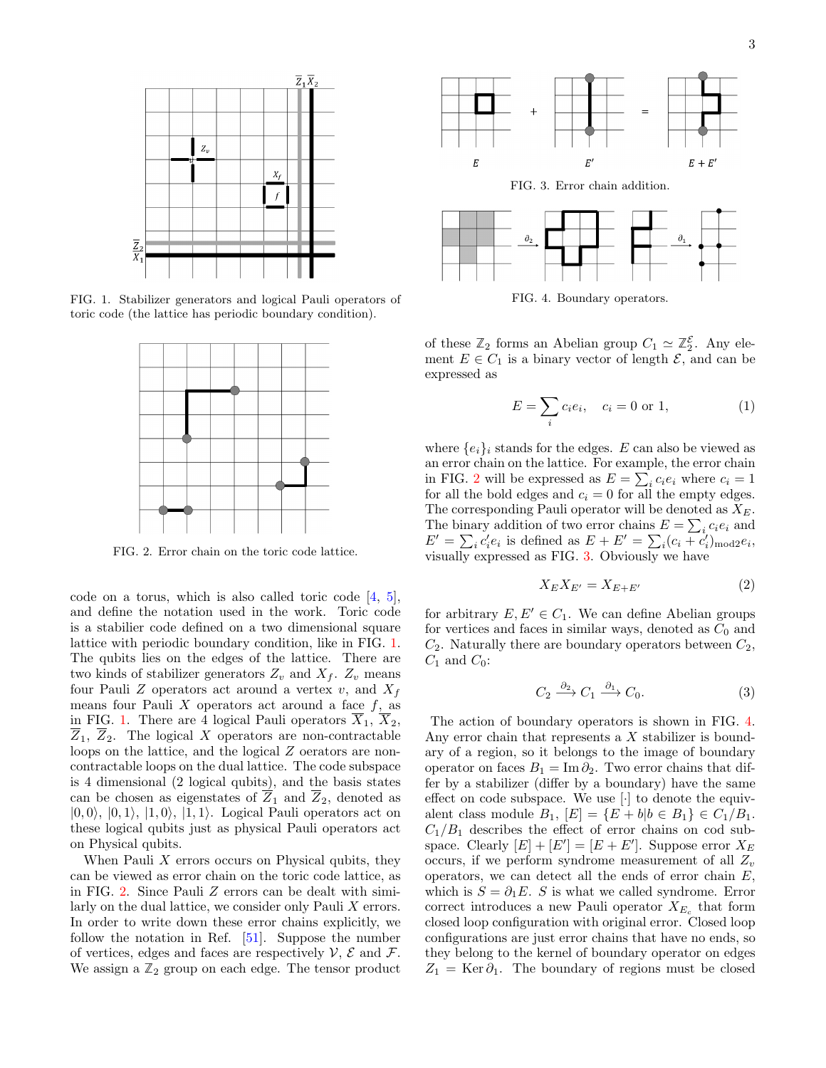FIG. 1. Stabilizer generators and logical Pauli operators of toric code (the lattice has periodic boundary condition).

FIG. 2. Error chain on the toric code lattice.

code on a torus, which is also called toric code [4, 5], and define the notation used in the work. Toric code is a stabilier code defined on a two dimensional square lattice with periodic boundary condition, like in FIG. 1. The qubits lies on the edges of the lattice. There are two kinds of stabilizer generators $Z_v$ and $X_f$. $Z_v$ means four Pauli $Z$ operators act around a vertex $v$, and $X_f$ means four Pauli $X$ operators act around a face $f$, as in FIG. 1. There are 4 logical Pauli operators $\overline{X}_1$, $\overline{X}_2$, $\overline{Z}_1$, $\overline{Z}_2$. The logical $X$ operators are non-contractable loops on the lattice, and the logical $Z$ oerators are non-contractable loops on the dual lattice. The code subspace is 4 dimensional (2 logical qubits), and the basis states can be chosen as eigenstates of $\overline{Z}_1$ and $\overline{Z}_2$, denoted as $|0,0\rangle$, $|0,1\rangle$, $|1,0\rangle$, $|1,1\rangle$. Logical Pauli operators act on these logical qubits just as physical Pauli operators act on Physical qubits.

When Pauli $X$ errors occurs on Physical qubits, they can be viewed as error chain on the toric code lattice, as in FIG. 2. Since Pauli $Z$ errors can be dealt with similarly on the dual lattice, we consider only Pauli $X$ errors. In order to write down these error chains explicitly, we follow the notation in Ref. [51]. Suppose the number of vertices, edges and faces are respectively $\mathcal{V}$, $\mathcal{E}$ and $\mathcal{F}$. We assign a $\mathbb{Z}_2$ group on each edge. The tensor product

FIG. 3. Error chain addition.

FIG. 4. Boundary operators.

of these $\mathbb{Z}_2$ forms an Abelian group $C_1 \simeq \mathbb{Z}_2^{\mathcal{E}}$. Any element $E \in C_1$ is a binary vector of length $\mathcal{E}$, and can be expressed as

$$E = \sum_i c_i e_i, \quad c_i = 0 \text{ or } 1, \tag{1}$$

where $\{e_i\}_i$ stands for the edges. $E$ can also be viewed as an error chain on the lattice. For example, the error chain in FIG. 2 will be expressed as $E = \sum_i c_i e_i$ where $c_i = 1$ for all the bold edges and $c_i = 0$ for all the empty edges. The corresponding Pauli operator will be denoted as $X_E$. The binary addition of two error chains $E = \sum_i c_i e_i$ and $E' = \sum_i c_i' e_i$ is defined as $E + E' = \sum_i (c_i + c_i')_{\text{mod}2} e_i$, visually expressed as FIG. 3. Obviously we have

$$X_E X_{E'} = X_{E+E'} \tag{2}$$

for arbitrary $E, E' \in C_1$. We can define Abelian groups for vertices and faces in similar ways, denoted as $C_0$ and $C_2$. Naturally there are boundary operators between $C_2$, $C_1$ and $C_0$:

$$C_2 \xrightarrow{\partial_2} C_1 \xrightarrow{\partial_1} C_0. \tag{3}$$

The action of boundary operators is shown in FIG. 4. Any error chain that represents a $X$ stabilizer is boundary of a region, so it belongs to the image of boundary operator on faces $B_1 = \operatorname{Im} \partial_2$. Two error chains that differ by a stabilizer (differ by a boundary) have the same effect on code subspace. We use $[\cdot]$ to denote the equivalent class module $B_1$, $[E] = \{E + b | b \in B_1\} \in C_1/B_1$. $C_1/B_1$ describes the effect of error chains on cod subspace. Clearly $[E] + [E'] = [E + E']$. Suppose error $X_E$ occurs, if we perform syndrome measurement of all $Z_v$ operators, we can detect all the ends of error chain $E$, which is $S = \partial_1 E$. $S$ is what we called syndrome. Error correct introduces a new Pauli operator $X_{E_c}$ that form closed loop configuration with original error. Closed loop configurations are just error chains that have no ends, so they belong to the kernel of boundary operator on edges $Z_1 = \operatorname{Ker} \partial_1$. The boundary of regions must be closed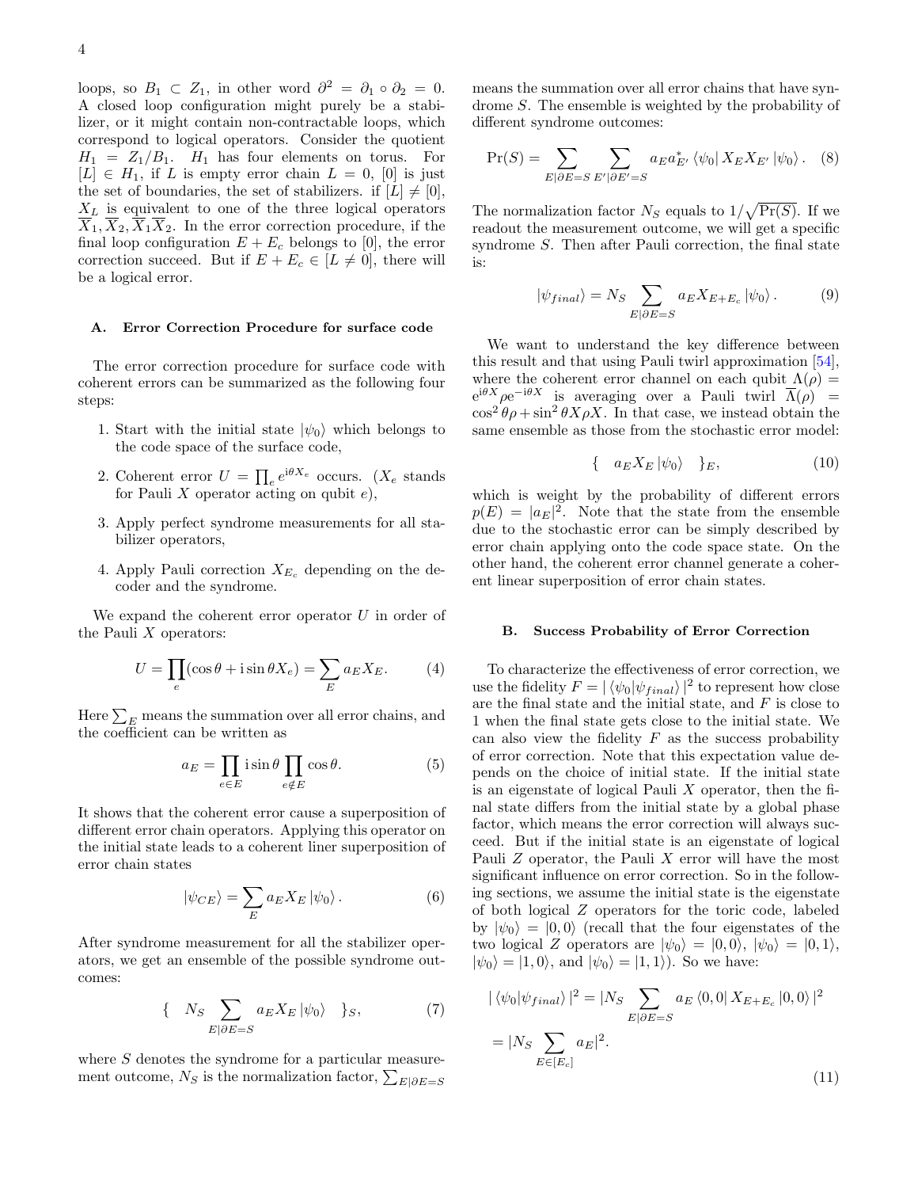loops, so $B_1 \subset Z_1$, in other word $\partial^2 = \partial_1 \circ \partial_2 = 0$. A closed loop configuration might purely be a stabilizer, or it might contain non-contractable loops, which correspond to logical operators. Consider the quotient $H_1 = Z_1/B_1$. $H_1$ has four elements on torus. For $[L] \in H_1$, if $L$ is empty error chain $L = 0$, $[0]$ is just the set of boundaries, the set of stabilizers. if $[L] \neq [0]$, $X_L$ is equivalent to one of the three logical operators $\overline{X}_1, \overline{X}_2, \overline{X}_1\overline{X}_2$. In the error correction procedure, if the final loop configuration $E + E_c$ belongs to $[0]$, the error correction succeed. But if $E + E_c \in [L \neq 0]$, there will be a logical error.

### A. Error Correction Procedure for surface code

The error correction procedure for surface code with coherent errors can be summarized as the following four steps:

1. Start with the initial state $|\psi_0\rangle$ which belongs to the code space of the surface code,
2. Coherent error $U = \prod_e e^{i\theta X_e}$ occurs. ($X_e$ stands for Pauli $X$ operator acting on qubit $e$),
3. Apply perfect syndrome measurements for all stabilizer operators,
4. Apply Pauli correction $X_{E_c}$ depending on the decoder and the syndrome.

We expand the coherent error operator $U$ in order of the Pauli $X$ operators:

$$U = \prod_e (\cos\theta + i\sin\theta X_e) = \sum_E a_E X_E. \tag{4}$$

Here $\sum_E$ means the summation over all error chains, and the coefficient can be written as

$$a_E = \prod_{e\in E} i\sin\theta \prod_{e\notin E} \cos\theta. \tag{5}$$

It shows that the coherent error cause a superposition of different error chain operators. Applying this operator on the initial state leads to a coherent liner superposition of error chain states

$$|\psi_{CE}\rangle = \sum_E a_E X_E |\psi_0\rangle. \tag{6}$$

After syndrome measurement for all the stabilizer operators, we get an ensemble of the possible syndrome outcomes:

$$\{ \quad N_S \sum_{E|\partial E = S} a_E X_E |\psi_0\rangle \quad \}_S, \tag{7}$$

where $S$ denotes the syndrome for a particular measurement outcome, $N_S$ is the normalization factor, $\sum_{E|\partial E=S}$ means the summation over all error chains that have syndrome $S$. The ensemble is weighted by the probability of different syndrome outcomes:

$$\Pr(S) = \sum_{E|\partial E=S} \sum_{E'|\partial E'=S} a_E a^*_{E'} \langle\psi_0| X_E X_{E'} |\psi_0\rangle. \tag{8}$$

The normalization factor $N_S$ equals to $1/\sqrt{\Pr(S)}$. If we readout the measurement outcome, we will get a specific syndrome $S$. Then after Pauli correction, the final state is:

$$|\psi_{final}\rangle = N_S \sum_{E|\partial E=S} a_E X_{E+E_c} |\psi_0\rangle. \tag{9}$$

We want to understand the key difference between this result and that using Pauli twirl approximation [54], where the coherent error channel on each qubit $\Lambda(\rho) = e^{i\theta X}\rho e^{-i\theta X}$ is averaging over a Pauli twirl $\overline{\Lambda}(\rho) = \cos^2\theta\rho + \sin^2\theta X\rho X$. In that case, we instead obtain the same ensemble as those from the stochastic error model:

$$\{ \quad a_E X_E |\psi_0\rangle \quad \}_E, \tag{10}$$

which is weight by the probability of different errors $p(E) = |a_E|^2$. Note that the state from the ensemble due to the stochastic error can be simply described by error chain applying onto the code space state. On the other hand, the coherent error channel generate a coherent linear superposition of error chain states.

### B. Success Probability of Error Correction

To characterize the effectiveness of error correction, we use the fidelity $F = |\langle\psi_0|\psi_{final}\rangle|^2$ to represent how close are the final state and the initial state, and $F$ is close to 1 when the final state gets close to the initial state. We can also view the fidelity $F$ as the success probability of error correction. Note that this expectation value depends on the choice of initial state. If the initial state is an eigenstate of logical Pauli $X$ operator, then the final state differs from the initial state by a global phase factor, which means the error correction will always succeed. But if the initial state is an eigenstate of logical Pauli $Z$ operator, the Pauli $X$ error will have the most significant influence on error correction. So in the following sections, we assume the initial state is the eigenstate of both logical $Z$ operators for the toric code, labeled by $|\psi_0\rangle = |0,0\rangle$ (recall that the four eigenstates of the two logical $Z$ operators are $|\psi_0\rangle = |0,0\rangle$, $|\psi_0\rangle = |0,1\rangle$, $|\psi_0\rangle = |1,0\rangle$, and $|\psi_0\rangle = |1,1\rangle$). So we have:

$$|\langle\psi_0|\psi_{final}\rangle|^2 = |N_S \sum_{E|\partial E=S} a_E \langle 0,0| X_{E+E_c} |0,0\rangle|^2$$
$$= |N_S \sum_{E\in[E_c]} a_E|^2. \tag{11}$$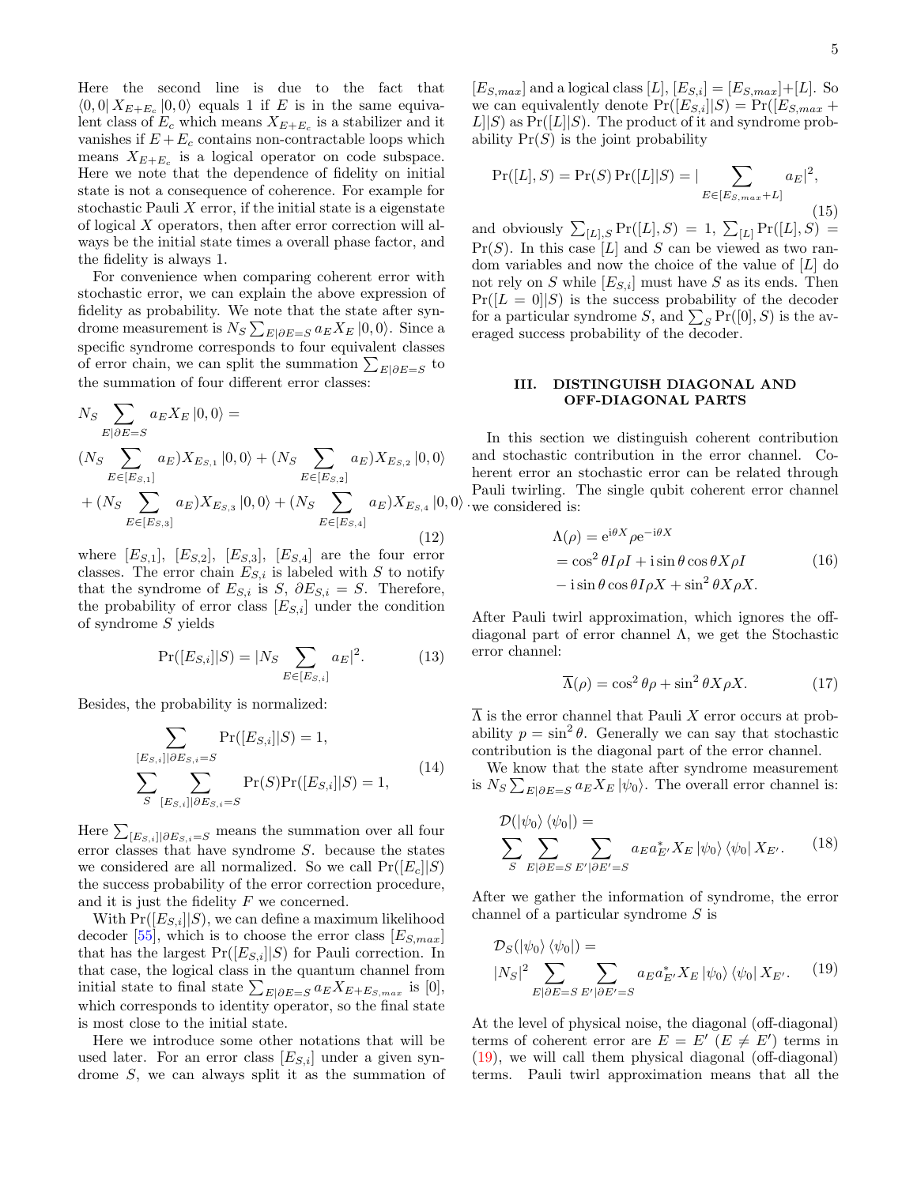Here the second line is due to the fact that $\langle 0,0| X_{E+E_c} |0,0\rangle$ equals 1 if $E$ is in the same equivalent class of $E_c$ which means $X_{E+E_c}$ is a stabilizer and it vanishes if $E+E_c$ contains non-contractable loops which means $X_{E+E_c}$ is a logical operator on code subspace. Here we note that the dependence of fidelity on initial state is not a consequence of coherence. For example for stochastic Pauli $X$ error, if the initial state is a eigenstate of logical $X$ operators, then after error correction will always be the initial state times a overall phase factor, and the fidelity is always 1.

For convenience when comparing coherent error with stochastic error, we can explain the above expression of fidelity as probability. We note that the state after syndrome measurement is $N_S \sum_{E|\partial E=S} a_E X_E |0,0\rangle$. Since a specific syndrome corresponds to four equivalent classes of error chain, we can split the summation $\sum_{E|\partial E=S}$ to the summation of four different error classes:

$$
\begin{aligned}
&N_S \sum_{E|\partial E=S} a_E X_E |0,0\rangle = \\
&(N_S \sum_{E\in[E_{S,1}]} a_E) X_{E_{S,1}} |0,0\rangle + (N_S \sum_{E\in[E_{S,2}]} a_E) X_{E_{S,2}} |0,0\rangle \\
&+ (N_S \sum_{E\in[E_{S,3}]} a_E) X_{E_{S,3}} |0,0\rangle + (N_S \sum_{E\in[E_{S,4}]} a_E) X_{E_{S,4}} |0,0\rangle,
\end{aligned}
\tag{12}
$$

where $[E_{S,1}]$, $[E_{S,2}]$, $[E_{S,3}]$, $[E_{S,4}]$ are the four error classes. The error chain $E_{S,i}$ is labeled with $S$ to notify that the syndrome of $E_{S,i}$ is $S$, $\partial E_{S,i} = S$. Therefore, the probability of error class $[E_{S,i}]$ under the condition of syndrome $S$ yields

$$
\Pr([E_{S,i}]|S) = |N_S \sum_{E\in[E_{S,i}]} a_E|^2. \tag{13}
$$

Besides, the probability is normalized:

$$
\begin{aligned}
&\sum_{[E_{S,i}]|\partial E_{S,i}=S} \Pr([E_{S,i}]|S) = 1, \\
&\sum_S \sum_{[E_{S,i}]|\partial E_{S,i}=S} \Pr(S)\Pr([E_{S,i}]|S) = 1,
\end{aligned}
\tag{14}
$$

Here $\sum_{[E_{S,i}]|\partial E_{S,i}=S}$ means the summation over all four error classes that have syndrome $S$. because the states we considered are all normalized. So we call $\Pr([E_c]|S)$ the success probability of the error correction procedure, and it is just the fidelity $F$ we concerned.

With $\Pr([E_{S,i}]|S)$, we can define a maximum likelihood decoder [55], which is to choose the error class $[E_{S,max}]$ that has the largest $\Pr([E_{S,i}]|S)$ for Pauli correction. In that case, the logical class in the quantum channel from initial state to final state $\sum_{E|\partial E=S} a_E X_{E+E_{S,max}}$ is $[0]$, which corresponds to identity operator, so the final state is most close to the initial state.

Here we introduce some other notations that will be used later. For an error class $[E_{S,i}]$ under a given syndrome $S$, we can always split it as the summation of $[E_{S,max}]$ and a logical class $[L]$, $[E_{S,i}] = [E_{S,max}] + [L]$. So we can equivalently denote $\Pr([E_{S,i}]|S) = \Pr([E_{S,max} + L]|S)$ as $\Pr([L]|S)$. The product of it and syndrome probability $\Pr(S)$ is the joint probability

$$
\Pr([L], S) = \Pr(S)\Pr([L]|S) = |\sum_{E\in[E_{S,max}+L]} a_E|^2, \tag{15}
$$

and obviously $\sum_{[L],S} \Pr([L], S) = 1$, $\sum_{[L]} \Pr([L], S) = \Pr(S)$. In this case $[L]$ and $S$ can be viewed as two random variables and now the choice of the value of $[L]$ do not rely on $S$ while $[E_{S,i}]$ must have $S$ as its ends. Then $\Pr([L=0]|S)$ is the success probability of the decoder for a particular syndrome $S$, and $\sum_S \Pr([0], S)$ is the averaged success probability of the decoder.

## III. DISTINGUISH DIAGONAL AND OFF-DIAGONAL PARTS

In this section we distinguish coherent contribution and stochastic contribution in the error channel. Coherent error an stochastic error can be related through Pauli twirling. The single qubit coherent error channel we considered is:

$$
\begin{aligned}
\Lambda(\rho) &= \mathrm{e}^{\mathrm{i}\theta X} \rho \mathrm{e}^{-\mathrm{i}\theta X} \\
&= \cos^2\theta I\rho I + \mathrm{i}\sin\theta\cos\theta X\rho I \\
&\quad - \mathrm{i}\sin\theta\cos\theta I\rho X + \sin^2\theta X\rho X.
\end{aligned}
\tag{16}
$$

After Pauli twirl approximation, which ignores the off-diagonal part of error channel $\Lambda$, we get the Stochastic error channel:

$$
\overline{\Lambda}(\rho) = \cos^2\theta\rho + \sin^2\theta X\rho X. \tag{17}
$$

$\overline{\Lambda}$ is the error channel that Pauli $X$ error occurs at probability $p = \sin^2\theta$. Generally we can say that stochastic contribution is the diagonal part of the error channel.

We know that the state after syndrome measurement is $N_S \sum_{E|\partial E=S} a_E X_E |\psi_0\rangle$. The overall error channel is:

$$
\mathcal{D}(|\psi_0\rangle\langle\psi_0|) = \sum_S \sum_{E|\partial E=S} \sum_{E'|\partial E'=S} a_E a^*_{E'} X_E |\psi_0\rangle\langle\psi_0| X_{E'}. \tag{18}
$$

After we gather the information of syndrome, the error channel of a particular syndrome $S$ is

$$
\mathcal{D}_S(|\psi_0\rangle\langle\psi_0|) = |N_S|^2 \sum_{E|\partial E=S} \sum_{E'|\partial E'=S} a_E a^*_{E'} X_E |\psi_0\rangle\langle\psi_0| X_{E'}. \tag{19}
$$

At the level of physical noise, the diagonal (off-diagonal) terms of coherent error are $E = E'$ ($E \neq E'$) terms in (19), we will call them physical diagonal (off-diagonal) terms. Pauli twirl approximation means that all the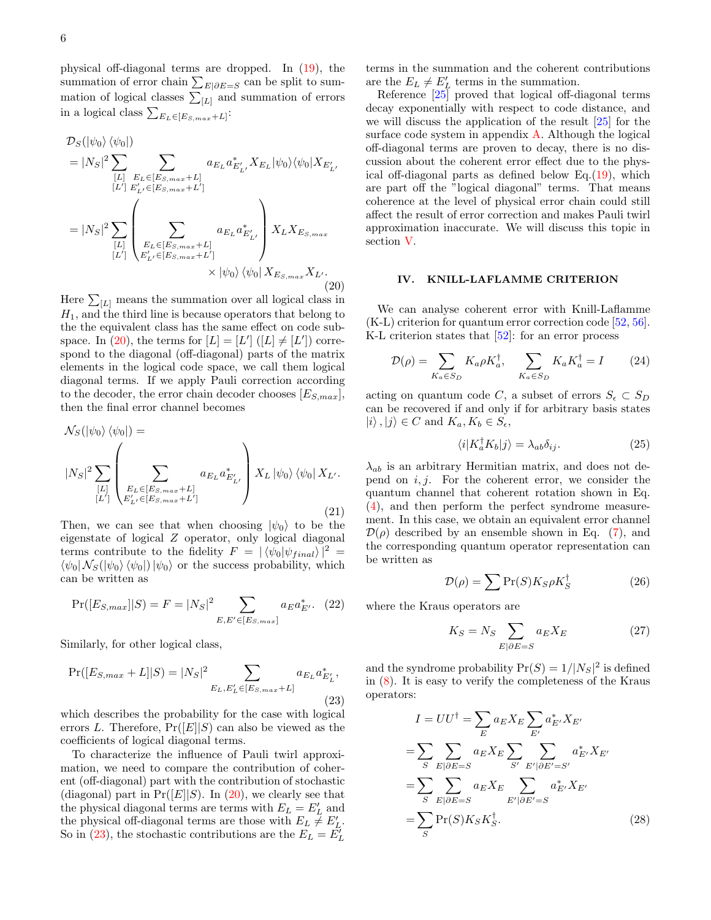physical off-diagonal terms are dropped. In (19), the summation of error chain $\sum_{E|\partial E=S}$ can be split to summation of logical classes $\sum_{[L]}$ and summation of errors in a logical class $\sum_{E_L\in[E_{S,max}+L]}$:

$$
\begin{aligned}
&\mathcal{D}_S(|\psi_0\rangle\langle\psi_0|)\\
&=|N_S|^2\sum_{\substack{[L]\\ [L']}}\sum_{\substack{E_L\in[E_{S,max}+L]\\ E'_{L'}\in[E_{S,max}+L']}} a_{E_L}a^*_{E'_{L'}}X_{E_L}|\psi_0\rangle\langle\psi_0|X_{E'_{L'}}\\
&=|N_S|^2\sum_{\substack{[L]\\ [L']}}\left(\sum_{\substack{E_L\in[E_{S,max}+L]\\ E'_{L'}\in[E_{S,max}+L']}} a_{E_L}a^*_{E'_{L'}}\right)X_LX_{E_{S,max}}\\
&\qquad\qquad\times|\psi_0\rangle\langle\psi_0|X_{E_{S,max}}X_{L'}.
\end{aligned} \tag{20}
$$

Here $\sum_{[L]}$ means the summation over all logical class in $H_1$, and the third line is because operators that belong to the the equivalent class has the same effect on code subspace. In (20), the terms for $[L]=[L']$ ($[L]\neq[L']$) correspond to the diagonal (off-diagonal) parts of the matrix elements in the logical code space, we call them logical diagonal terms. If we apply Pauli correction according to the decoder, the error chain decoder chooses $[E_{S,max}]$, then the final error channel becomes

$$
\mathcal{N}_S(|\psi_0\rangle\langle\psi_0|)=
|N_S|^2\sum_{\substack{[L]\\ [L']}}\left(\sum_{\substack{E_L\in[E_{S,max}+L]\\ E'_{L'}\in[E_{S,max}+L']}} a_{E_L}a^*_{E'_{L'}}\right)X_L|\psi_0\rangle\langle\psi_0|X_{L'}. \tag{21}
$$

Then, we can see that when choosing $|\psi_0\rangle$ to be the eigenstate of logical $Z$ operator, only logical diagonal terms contribute to the fidelity $F=|\langle\psi_0|\psi_{final}\rangle|^2=\langle\psi_0|\mathcal{N}_S(|\psi_0\rangle\langle\psi_0|)|\psi_0\rangle$ or the success probability, which can be written as

$$
\Pr([E_{S,max}]|S)=F=|N_S|^2\sum_{E,E'\in[E_{S,max}]}a_Ea^*_{E'}. \tag{22}
$$

Similarly, for other logical class,

$$
\Pr([E_{S,max}+L]|S)=|N_S|^2\sum_{E_L,E'_L\in[E_{S,max}+L]}a_{E_L}a^*_{E'_L}, \tag{23}
$$

which describes the probability for the case with logical errors $L$. Therefore, $\Pr([E]|S)$ can also be viewed as the coefficients of logical diagonal terms.

To characterize the influence of Pauli twirl approximation, we need to compare the contribution of coherent (off-diagonal) part with the contribution of stochastic (diagonal) part in $\Pr([E]|S)$. In (20), we clearly see that the physical diagonal terms are terms with $E_L=E'_L$ and the physical off-diagonal terms are those with $E_L\neq E'_L$. So in (23), the stochastic contributions are the $E_L=E'_L$ terms in the summation and the coherent contributions are the $E_L\neq E'_L$ terms in the summation.

Reference [25] proved that logical off-diagonal terms decay exponentially with respect to code distance, and we will discuss the application of the result [25] for the surface code system in appendix A. Although the logical off-diagonal terms are proven to decay, there is no discussion about the coherent error effect due to the physical off-diagonal parts as defined below Eq.(19), which are part off the "logical diagonal" terms. That means coherence at the level of physical error chain could still affect the result of error correction and makes Pauli twirl approximation inaccurate. We will discuss this topic in section V.

## IV. KNILL-LAFLAMME CRITERION

We can analyse coherent error with Knill-Laflamme (K-L) criterion for quantum error correction code [52, 56]. K-L criterion states that [52]: for an error process

$$
\mathcal{D}(\rho)=\sum_{K_a\in S_D}K_a\rho K_a^\dagger,\quad \sum_{K_a\in S_D}K_aK_a^\dagger=I \tag{24}
$$

acting on quantum code $C$, a subset of errors $S_\epsilon\subset S_D$ can be recovered if and only if for arbitrary basis states $|i\rangle,|j\rangle\in C$ and $K_a,K_b\in S_\epsilon$,

$$
\langle i|K_a^\dagger K_b|j\rangle=\lambda_{ab}\delta_{ij}. \tag{25}
$$

$\lambda_{ab}$ is an arbitrary Hermitian matrix, and does not depend on $i,j$. For the coherent error, we consider the quantum channel that coherent rotation shown in Eq. (4), and then perform the perfect syndrome measurement. In this case, we obtain an equivalent error channel $\mathcal{D}(\rho)$ described by an ensemble shown in Eq. (7), and the corresponding quantum operator representation can be written as

$$
\mathcal{D}(\rho)=\sum\Pr(S)K_S\rho K_S^\dagger \tag{26}
$$

where the Kraus operators are

$$
K_S=N_S\sum_{E|\partial E=S}a_EX_E \tag{27}
$$

and the syndrome probability $\Pr(S)=1/|N_S|^2$ is defined in (8). It is easy to verify the completeness of the Kraus operators:

$$
\begin{aligned}
I=UU^\dagger&=\sum_E a_EX_E\sum_{E'}a^*_{E'}X_{E'}\\
&=\sum_S\sum_{E|\partial E=S}a_EX_E\sum_{S'}\sum_{E'|\partial E'=S'}a^*_{E'}X_{E'}\\
&=\sum_S\sum_{E|\partial E=S}a_EX_E\sum_{E'|\partial E'=S}a^*_{E'}X_{E'}\\
&=\sum_S\Pr(S)K_SK_S^\dagger.
\end{aligned} \tag{28}
$$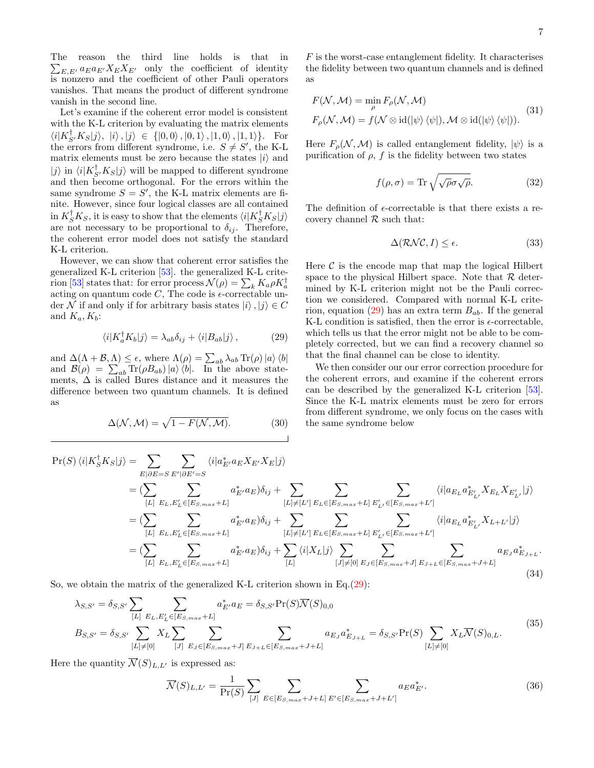The reason the third line holds is that in $\sum_{E,E'} a_E a_{E'} X_E X_{E'}$ only the coefficient of identity is nonzero and the coefficient of other Pauli operators vanishes. That means the product of different syndrome vanish in the second line.

Let's examine if the coherent error model is consistent with the K-L criterion by evaluating the matrix elements $\langle i|K_{S'}^\dagger K_S|j\rangle$, $|i\rangle, |j\rangle \in \{|0,0\rangle, |0,1\rangle, |1,0\rangle, |1,1\rangle\}$. For the errors from different syndrome, i.e. $S \neq S'$, the K-L matrix elements must be zero because the states $|i\rangle$ and $|j\rangle$ in $\langle i|K_{S'}^\dagger K_S|j\rangle$ will be mapped to different syndrome and then become orthogonal. For the errors within the same syndrome $S = S'$, the K-L matrix elements are finite. However, since four logical classes are all contained in $K_S^\dagger K_S$, it is easy to show that the elements $\langle i|K_S^\dagger K_S|j\rangle$ are not necessary to be proportional to $\delta_{ij}$. Therefore, the coherent error model does not satisfy the standard K-L criterion.

However, we can show that coherent error satisfies the generalized K-L criterion [53]. the generalized K-L criterion [53] states that: for error process $\mathcal{N}(\rho) = \sum_k K_a \rho K_a^\dagger$ acting on quantum code $C$, The code is $\epsilon$-correctable under $\mathcal{N}$ if and only if for arbitrary basis states $|i\rangle, |j\rangle \in C$ and $K_a, K_b$:

$$\langle i|K_a^\dagger K_b|j\rangle = \lambda_{ab}\delta_{ij} + \langle i|B_{ab}|j\rangle, \tag{29}$$

and $\Delta(\Lambda + \mathcal{B}, \Lambda) \leq \epsilon$, where $\Lambda(\rho) = \sum_{ab} \lambda_{ab} \operatorname{Tr}(\rho) |a\rangle \langle b|$ and $\mathcal{B}(\rho) = \sum_{ab} \operatorname{Tr}(\rho B_{ab}) |a\rangle \langle b|$. In the above statements, $\Delta$ is called Bures distance and it measures the difference between two quantum channels. It is defined as

$$\Delta(\mathcal{N}, \mathcal{M}) = \sqrt{1 - F(\mathcal{N}, \mathcal{M})}. \tag{30}$$

$F$ is the worst-case entanglement fidelity. It characterises the fidelity between two quantum channels and is defined as

$$\begin{aligned} F(\mathcal{N}, \mathcal{M}) &= \min_\rho F_\rho(\mathcal{N}, \mathcal{M}) \\ F_\rho(\mathcal{N}, \mathcal{M}) &= f(\mathcal{N} \otimes \mathrm{id}(|\psi\rangle\langle\psi|), \mathcal{M} \otimes \mathrm{id}(|\psi\rangle\langle\psi|)). \end{aligned} \tag{31}$$

Here $F_\rho(\mathcal{N}, \mathcal{M})$ is called entanglement fidelity, $|\psi\rangle$ is a purification of $\rho$, $f$ is the fidelity between two states

$$f(\rho, \sigma) = \operatorname{Tr} \sqrt{\sqrt{\rho}\sigma\sqrt{\rho}}. \tag{32}$$

The definition of $\epsilon$-correctable is that there exists a recovery channel $\mathcal{R}$ such that:

$$\Delta(\mathcal{RNC}, I) \leq \epsilon. \tag{33}$$

Here $\mathcal{C}$ is the encode map that map the logical Hilbert space to the physical Hilbert space. Note that $\mathcal{R}$ determined by K-L criterion might not be the Pauli correction we considered. Compared with normal K-L criterion, equation (29) has an extra term $B_{ab}$. If the general K-L condition is satisfied, then the error is $\epsilon$-correctable, which tells us that the error might not be able to be completely corrected, but we can find a recovery channel so that the final channel can be close to identity.

We then consider our our error correction procedure for the coherent errors, and examine if the coherent errors can be described by the generalized K-L criterion [53]. Since the K-L matrix elements must be zero for errors from different syndrome, we only focus on the cases with the same syndrome below

$$\begin{aligned} \Pr(S)\langle i|K_S^\dagger K_S|j\rangle &= \sum_{E|\partial E = S}\sum_{E'|\partial E' = S} \langle i|a_{E'}^* a_E X_{E'} X_E|j\rangle \\ &= (\sum_{[L]}\sum_{E_L, E_L' \in [E_{S,max}+L]} a_{E'}^* a_E)\delta_{ij} + \sum_{[L]\neq[L']}\sum_{E_L \in [E_{S,max}+L]}\sum_{E'_{L'} \in [E_{S,max}+L']} \langle i|a_{E_L} a_{E'_{L'}}^* X_{E_L} X_{E'_{L'}}|j\rangle \\ &= (\sum_{[L]}\sum_{E_L, E_L' \in [E_{S,max}+L]} a_{E'}^* a_E)\delta_{ij} + \sum_{[L]\neq[L']}\sum_{E_L \in [E_{S,max}+L]}\sum_{E'_{L'} \in [E_{S,max}+L']} \langle i|a_{E_L} a_{E'_{L'}}^* X_{L+L'}|j\rangle \\ &= (\sum_{[L]}\sum_{E_L, E_L' \in [E_{S,max}+L]} a_{E'}^* a_E)\delta_{ij} + \sum_{[L]} \langle i|X_L|j\rangle \sum_{[J]\neq[0]}\sum_{E_J \in [E_{S,max}+J]}\sum_{E_{J+L} \in [E_{S,max}+J+L]} a_{E_J} a_{E_{J+L}}^*. \end{aligned} \tag{34}$$

So, we obtain the matrix of the generalized K-L criterion shown in Eq.(29):

$$\begin{aligned} \lambda_{S,S'} &= \delta_{S,S'} \sum_{[L]}\sum_{E_L, E_L' \in [E_{S,max}+L]} a_{E'}^* a_E = \delta_{S,S'} \Pr(S) \overline{\mathcal{N}}(S)_{0,0} \\ B_{S,S'} &= \delta_{S,S'} \sum_{[L]\neq[0]} X_L \sum_{[J]}\sum_{E_J \in [E_{S,max}+J]}\sum_{E_{J+L} \in [E_{S,max}+J+L]} a_{E_J} a_{E_{J+L}}^* = \delta_{S,S'} \Pr(S) \sum_{[L]\neq[0]} X_L \overline{\mathcal{N}}(S)_{0,L}. \end{aligned} \tag{35}$$

Here the quantity $\overline{\mathcal{N}}(S)_{L,L'}$ is expressed as:

$$\overline{\mathcal{N}}(S)_{L,L'} = \frac{1}{\Pr(S)} \sum_{[J]}\sum_{E \in [E_{S,max}+J+L]}\sum_{E' \in [E_{S,max}+J+L']} a_E a_{E'}^*. \tag{36}$$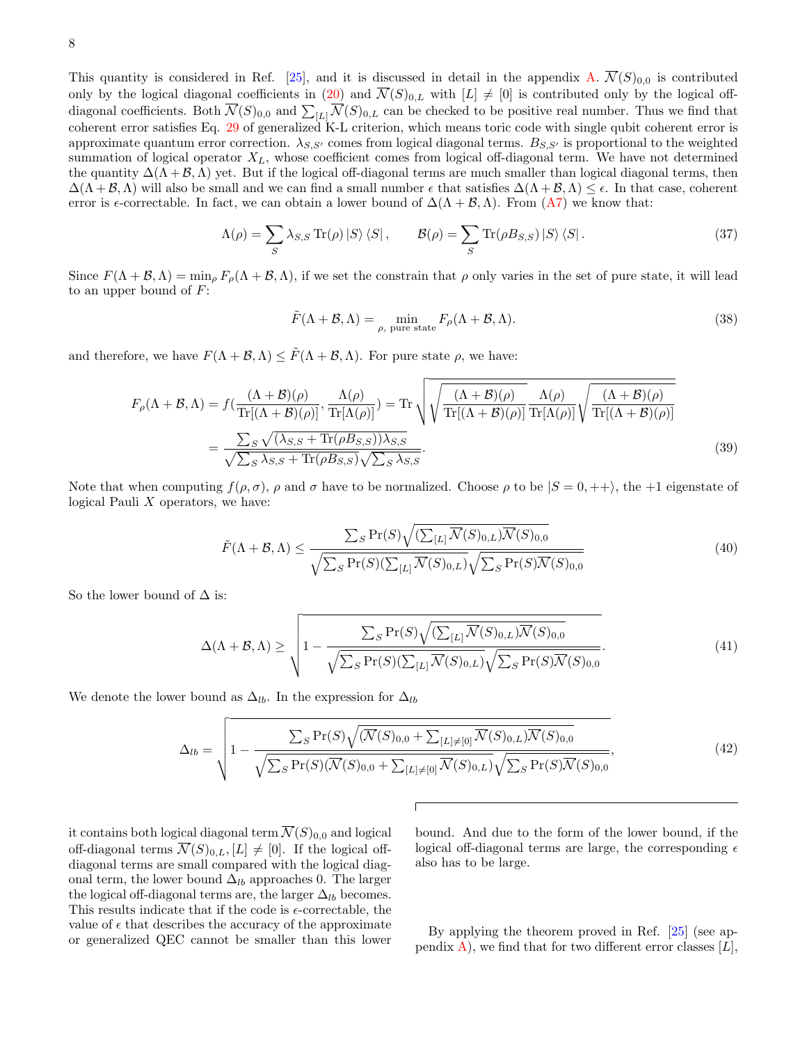This quantity is considered in Ref. [25], and it is discussed in detail in the appendix A. $\overline{\mathcal{N}}(S)_{0,0}$ is contributed only by the logical diagonal coefficients in (20) and $\overline{\mathcal{N}}(S)_{0,L}$ with $[L] \neq [0]$ is contributed only by the logical off-diagonal coefficients. Both $\overline{\mathcal{N}}(S)_{0,0}$ and $\sum_{[L]} \overline{\mathcal{N}}(S)_{0,L}$ can be checked to be positive real number. Thus we find that coherent error satisfies Eq. 29 of generalized K-L criterion, which means toric code with single qubit coherent error is approximate quantum error correction. $\lambda_{S,S'}$ comes from logical diagonal terms. $B_{S,S'}$ is proportional to the weighted summation of logical operator $X_L$, whose coefficient comes from logical off-diagonal term. We have not determined the quantity $\Delta(\Lambda + \mathcal{B}, \Lambda)$ yet. But if the logical off-diagonal terms are much smaller than logical diagonal terms, then $\Delta(\Lambda + \mathcal{B}, \Lambda)$ will also be small and we can find a small number $\epsilon$ that satisfies $\Delta(\Lambda + \mathcal{B}, \Lambda) \leq \epsilon$. In that case, coherent error is $\epsilon$-correctable. In fact, we can obtain a lower bound of $\Delta(\Lambda + \mathcal{B}, \Lambda)$. From (A7) we know that:

$$\Lambda(\rho) = \sum_S \lambda_{S,S} \operatorname{Tr}(\rho) \left| S \right\rangle \left\langle S \right|, \qquad \mathcal{B}(\rho) = \sum_S \operatorname{Tr}(\rho B_{S,S}) \left| S \right\rangle \left\langle S \right|. \tag{37}$$

Since $F(\Lambda + \mathcal{B}, \Lambda) = \min_\rho F_\rho(\Lambda + \mathcal{B}, \Lambda)$, if we set the constrain that $\rho$ only varies in the set of pure state, it will lead to an upper bound of $F$:

$$\tilde{F}(\Lambda + \mathcal{B}, \Lambda) = \min_{\rho, \text{ pure state}} F_\rho(\Lambda + \mathcal{B}, \Lambda). \tag{38}$$

and therefore, we have $F(\Lambda + \mathcal{B}, \Lambda) \leq \tilde{F}(\Lambda + \mathcal{B}, \Lambda)$. For pure state $\rho$, we have:

$$\begin{aligned} F_\rho(\Lambda + \mathcal{B}, \Lambda) &= f\left(\frac{(\Lambda + \mathcal{B})(\rho)}{\operatorname{Tr}[(\Lambda + \mathcal{B})(\rho)]}, \frac{\Lambda(\rho)}{\operatorname{Tr}[\Lambda(\rho)]}\right) = \operatorname{Tr} \sqrt{\sqrt{\frac{(\Lambda + \mathcal{B})(\rho)}{\operatorname{Tr}[(\Lambda + \mathcal{B})(\rho)]}} \frac{\Lambda(\rho)}{\operatorname{Tr}[\Lambda(\rho)]} \sqrt{\frac{(\Lambda + \mathcal{B})(\rho)}{\operatorname{Tr}[(\Lambda + \mathcal{B})(\rho)]}}} \\ &= \frac{\sum_S \sqrt{(\lambda_{S,S} + \operatorname{Tr}(\rho B_{S,S}))\lambda_{S,S}}}{\sqrt{\sum_S \lambda_{S,S} + \operatorname{Tr}(\rho B_{S,S})} \sqrt{\sum_S \lambda_{S,S}}}. \end{aligned} \tag{39}$$

Note that when computing $f(\rho, \sigma)$, $\rho$ and $\sigma$ have to be normalized. Choose $\rho$ to be $|S = 0, ++\rangle$, the +1 eigenstate of logical Pauli $X$ operators, we have:

$$\tilde{F}(\Lambda + \mathcal{B}, \Lambda) \leq \frac{\sum_S \Pr(S) \sqrt{(\sum_{[L]} \overline{\mathcal{N}}(S)_{0,L}) \overline{\mathcal{N}}(S)_{0,0}}}{\sqrt{\sum_S \Pr(S) (\sum_{[L]} \overline{\mathcal{N}}(S)_{0,L})} \sqrt{\sum_S \Pr(S) \overline{\mathcal{N}}(S)_{0,0}}} \tag{40}$$

So the lower bound of $\Delta$ is:

$$\Delta(\Lambda + \mathcal{B}, \Lambda) \geq \sqrt{1 - \frac{\sum_S \Pr(S) \sqrt{(\sum_{[L]} \overline{\mathcal{N}}(S)_{0,L}) \overline{\mathcal{N}}(S)_{0,0}}}{\sqrt{\sum_S \Pr(S) (\sum_{[L]} \overline{\mathcal{N}}(S)_{0,L})} \sqrt{\sum_S \Pr(S) \overline{\mathcal{N}}(S)_{0,0}}}}. \tag{41}$$

We denote the lower bound as $\Delta_{lb}$. In the expression for $\Delta_{lb}$

$$\Delta_{lb} = \sqrt{1 - \frac{\sum_S \Pr(S) \sqrt{(\overline{\mathcal{N}}(S)_{0,0} + \sum_{[L] \neq [0]} \overline{\mathcal{N}}(S)_{0,L}) \overline{\mathcal{N}}(S)_{0,0}}}{\sqrt{\sum_S \Pr(S) (\overline{\mathcal{N}}(S)_{0,0} + \sum_{[L] \neq [0]} \overline{\mathcal{N}}(S)_{0,L})} \sqrt{\sum_S \Pr(S) \overline{\mathcal{N}}(S)_{0,0}}}}, \tag{42}$$

it contains both logical diagonal term $\overline{\mathcal{N}}(S)_{0,0}$ and logical off-diagonal terms $\overline{\mathcal{N}}(S)_{0,L}, [L] \neq [0]$. If the logical off-diagonal terms are small compared with the logical diagonal term, the lower bound $\Delta_{lb}$ approaches 0. The larger the logical off-diagonal terms are, the larger $\Delta_{lb}$ becomes. This results indicate that if the code is $\epsilon$-correctable, the value of $\epsilon$ that describes the accuracy of the approximate or generalized QEC cannot be smaller than this lower bound. And due to the form of the lower bound, if the logical off-diagonal terms are large, the corresponding $\epsilon$ also has to be large.

By applying the theorem proved in Ref. [25] (see appendix A), we find that for two different error classes $[L]$,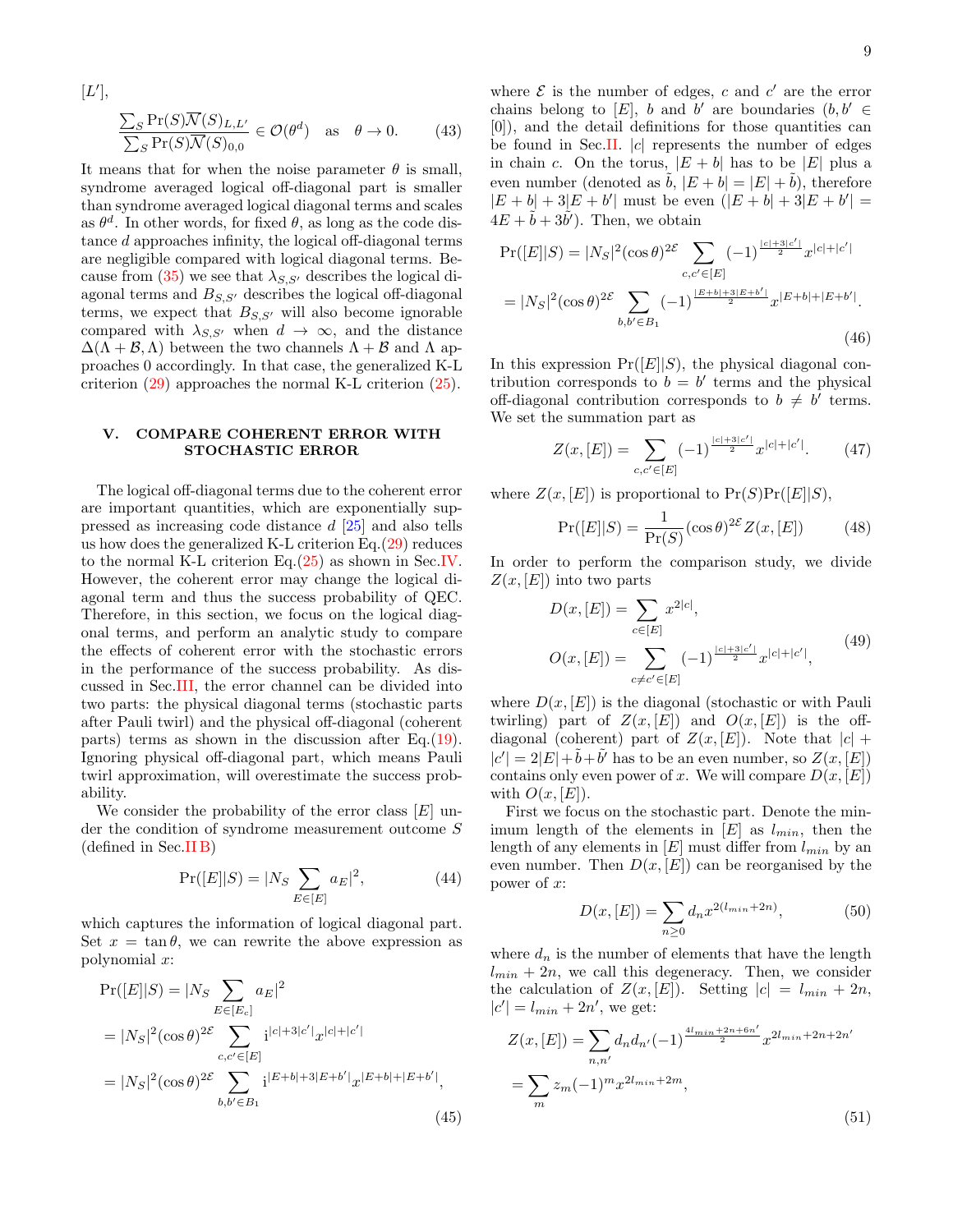$[L']$,

$$\frac{\sum_S \Pr(S)\overline{\mathcal{N}}(S)_{L,L'}}{\sum_S \Pr(S)\overline{\mathcal{N}}(S)_{0,0}} \in \mathcal{O}(\theta^d) \quad \text{as} \quad \theta \to 0. \tag{43}$$

It means that for when the noise parameter $\theta$ is small, syndrome averaged logical off-diagonal part is smaller than syndrome averaged logical diagonal terms and scales as $\theta^d$. In other words, for fixed $\theta$, as long as the code distance $d$ approaches infinity, the logical off-diagonal terms are negligible compared with logical diagonal terms. Because from (35) we see that $\lambda_{S,S'}$ describes the logical diagonal terms and $B_{S,S'}$ describes the logical off-diagonal terms, we expect that $B_{S,S'}$ will also become ignorable compared with $\lambda_{S,S'}$ when $d \to \infty$, and the distance $\Delta(\Lambda + \mathcal{B}, \Lambda)$ between the two channels $\Lambda + \mathcal{B}$ and $\Lambda$ approaches 0 accordingly. In that case, the generalized K-L criterion (29) approaches the normal K-L criterion (25).

## V. COMPARE COHERENT ERROR WITH STOCHASTIC ERROR

The logical off-diagonal terms due to the coherent error are important quantities, which are exponentially suppressed as increasing code distance $d$ [25] and also tells us how does the generalized K-L criterion Eq.(29) reduces to the normal K-L criterion Eq.(25) as shown in Sec.IV. However, the coherent error may change the logical diagonal term and thus the success probability of QEC. Therefore, in this section, we focus on the logical diagonal terms, and perform an analytic study to compare the effects of coherent error with the stochastic errors in the performance of the success probability. As discussed in Sec.III, the error channel can be divided into two parts: the physical diagonal terms (stochastic parts after Pauli twirl) and the physical off-diagonal (coherent parts) terms as shown in the discussion after Eq.(19). Ignoring physical off-diagonal part, which means Pauli twirl approximation, will overestimate the success probability.

We consider the probability of the error class $[E]$ under the condition of syndrome measurement outcome $S$ (defined in Sec.II B)

$$\Pr([E]|S) = |N_S \sum_{E\in[E]} a_E|^2, \tag{44}$$

which captures the information of logical diagonal part. Set $x = \tan\theta$, we can rewrite the above expression as polynomial $x$:

$$\begin{aligned}
\Pr([E]|S) &= |N_S \sum_{E\in[E_c]} a_E|^2 \\
&= |N_S|^2 (\cos\theta)^{2\mathcal{E}} \sum_{c,c'\in[E]} \mathrm{i}^{|c|+3|c'|} x^{|c|+|c'|} \\
&= |N_S|^2 (\cos\theta)^{2\mathcal{E}} \sum_{b,b'\in B_1} \mathrm{i}^{|E+b|+3|E+b'|} x^{|E+b|+|E+b'|},
\end{aligned} \tag{45}$$

where $\mathcal{E}$ is the number of edges, $c$ and $c'$ are the error chains belong to $[E]$, $b$ and $b'$ are boundaries ($b, b' \in [0]$), and the detail definitions for those quantities can be found in Sec.II. $|c|$ represents the number of edges in chain $c$. On the torus, $|E+b|$ has to be $|E|$ plus a even number (denoted as $\tilde{b}$, $|E+b| = |E| + \tilde{b}$), therefore $|E+b| + 3|E+b'|$ must be even ($|E+b| + 3|E+b'| = 4E + \tilde{b} + 3\tilde{b}'$). Then, we obtain

$$\begin{aligned}
\Pr([E]|S) &= |N_S|^2 (\cos\theta)^{2\mathcal{E}} \sum_{c,c'\in[E]} (-1)^{\frac{|c|+3|c'|}{2}} x^{|c|+|c'|} \\
&= |N_S|^2 (\cos\theta)^{2\mathcal{E}} \sum_{b,b'\in B_1} (-1)^{\frac{|E+b|+3|E+b'|}{2}} x^{|E+b|+|E+b'|}.
\end{aligned} \tag{46}$$

In this expression $\Pr([E]|S)$, the physical diagonal contribution corresponds to $b = b'$ terms and the physical off-diagonal contribution corresponds to $b \neq b'$ terms. We set the summation part as

$$Z(x,[E]) = \sum_{c,c'\in[E]} (-1)^{\frac{|c|+3|c'|}{2}} x^{|c|+|c'|}. \tag{47}$$

where $Z(x,[E])$ is proportional to $\Pr(S)\Pr([E]|S)$,

$$\Pr([E]|S) = \frac{1}{\Pr(S)} (\cos\theta)^{2\mathcal{E}} Z(x,[E]) \tag{48}$$

In order to perform the comparison study, we divide $Z(x,[E])$ into two parts

$$\begin{aligned}
D(x,[E]) &= \sum_{c\in[E]} x^{2|c|}, \\
O(x,[E]) &= \sum_{c\neq c'\in[E]} (-1)^{\frac{|c|+3|c'|}{2}} x^{|c|+|c'|},
\end{aligned} \tag{49}$$

where $D(x,[E])$ is the diagonal (stochastic or with Pauli twirling) part of $Z(x,[E])$ and $O(x,[E])$ is the off-diagonal (coherent) part of $Z(x,[E])$. Note that $|c| + |c'| = 2|E| + \tilde{b} + \tilde{b}'$ has to be an even number, so $Z(x,[E])$ contains only even power of $x$. We will compare $D(x,[E])$ with $O(x,[E])$.

First we focus on the stochastic part. Denote the minimum length of the elements in $[E]$ as $l_{min}$, then the length of any elements in $[E]$ must differ from $l_{min}$ by an even number. Then $D(x,[E])$ can be reorganised by the power of $x$:

$$D(x,[E]) = \sum_{n\geq 0} d_n x^{2(l_{min}+2n)}, \tag{50}$$

where $d_n$ is the number of elements that have the length $l_{min} + 2n$, we call this degeneracy. Then, we consider the calculation of $Z(x,[E])$. Setting $|c| = l_{min} + 2n$, $|c'| = l_{min} + 2n'$, we get:

$$\begin{aligned}
Z(x,[E]) &= \sum_{n,n'} d_n d_{n'} (-1)^{\frac{4l_{min}+2n+6n'}{2}} x^{2l_{min}+2n+2n'} \\
&= \sum_m z_m (-1)^m x^{2l_{min}+2m},
\end{aligned} \tag{51}$$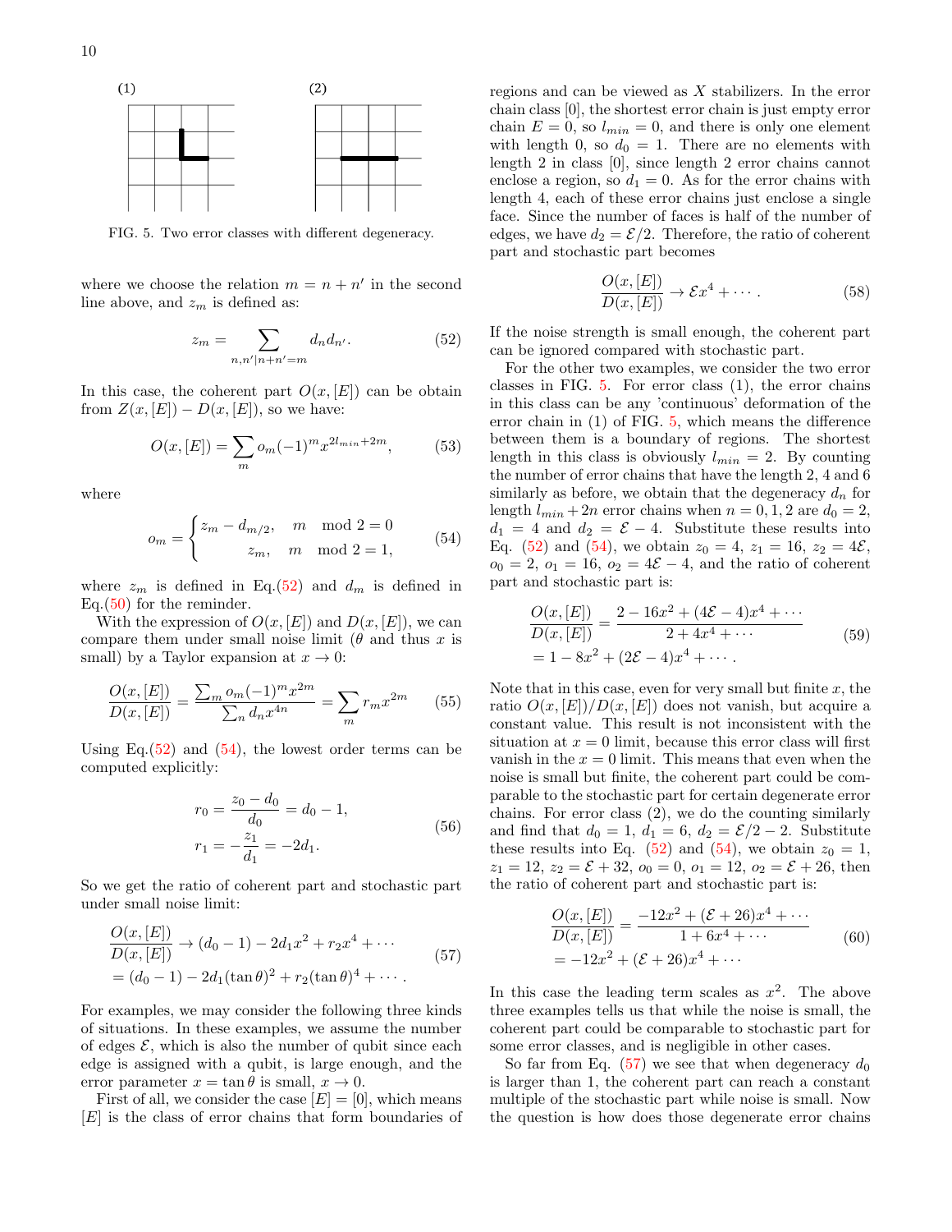(1) (2)

FIG. 5. Two error classes with different degeneracy.

where we choose the relation $m = n + n'$ in the second line above, and $z_m$ is defined as:

$$z_m = \sum_{n,n'|n+n'=m} d_n d_{n'}. \tag{52}$$

In this case, the coherent part $O(x, [E])$ can be obtain from $Z(x, [E]) - D(x, [E])$, so we have:

$$O(x, [E]) = \sum_m o_m (-1)^m x^{2l_{min}+2m}, \tag{53}$$

where

$$o_m = \begin{cases} z_m - d_{m/2}, & m \mod 2 = 0 \\ z_m, & m \mod 2 = 1, \end{cases} \tag{54}$$

where $z_m$ is defined in Eq.(52) and $d_m$ is defined in Eq.(50) for the reminder.

With the expression of $O(x, [E])$ and $D(x, [E])$, we can compare them under small noise limit ($\theta$ and thus $x$ is small) by a Taylor expansion at $x \to 0$:

$$\frac{O(x, [E])}{D(x, [E])} = \frac{\sum_m o_m (-1)^m x^{2m}}{\sum_n d_n x^{4n}} = \sum_m r_m x^{2m} \tag{55}$$

Using Eq.(52) and (54), the lowest order terms can be computed explicitly:

$$\begin{aligned} r_0 &= \frac{z_0 - d_0}{d_0} = d_0 - 1, \\ r_1 &= -\frac{z_1}{d_1} = -2d_1. \end{aligned} \tag{56}$$

So we get the ratio of coherent part and stochastic part under small noise limit:

$$\begin{aligned} &\frac{O(x, [E])}{D(x, [E])} \to (d_0 - 1) - 2d_1 x^2 + r_2 x^4 + \cdots \\ &= (d_0 - 1) - 2d_1 (\tan\theta)^2 + r_2 (\tan\theta)^4 + \cdots. \end{aligned} \tag{57}$$

For examples, we may consider the following three kinds of situations. In these examples, we assume the number of edges $\mathcal{E}$, which is also the number of qubit since each edge is assigned with a qubit, is large enough, and the error parameter $x = \tan\theta$ is small, $x \to 0$.

First of all, we consider the case $[E] = [0]$, which means $[E]$ is the class of error chains that form boundaries of regions and can be viewed as $X$ stabilizers. In the error chain class $[0]$, the shortest error chain is just empty error chain $E = 0$, so $l_{min} = 0$, and there is only one element with length 0, so $d_0 = 1$. There are no elements with length 2 in class $[0]$, since length 2 error chains cannot enclose a region, so $d_1 = 0$. As for the error chains with length 4, each of these error chains just enclose a single face. Since the number of faces is half of the number of edges, we have $d_2 = \mathcal{E}/2$. Therefore, the ratio of coherent part and stochastic part becomes

$$\frac{O(x, [E])}{D(x, [E])} \to \mathcal{E} x^4 + \cdots. \tag{58}$$

If the noise strength is small enough, the coherent part can be ignored compared with stochastic part.

For the other two examples, we consider the two error classes in FIG. 5. For error class (1), the error chains in this class can be any 'continuous' deformation of the error chain in (1) of FIG. 5, which means the difference between them is a boundary of regions. The shortest length in this class is obviously $l_{min} = 2$. By counting the number of error chains that have the length 2, 4 and 6 similarly as before, we obtain that the degeneracy $d_n$ for length $l_{min} + 2n$ error chains when $n = 0, 1, 2$ are $d_0 = 2$, $d_1 = 4$ and $d_2 = \mathcal{E} - 4$. Substitute these results into Eq. (52) and (54), we obtain $z_0 = 4$, $z_1 = 16$, $z_2 = 4\mathcal{E}$, $o_0 = 2$, $o_1 = 16$, $o_2 = 4\mathcal{E} - 4$, and the ratio of coherent part and stochastic part is:

$$\begin{aligned} &\frac{O(x, [E])}{D(x, [E])} = \frac{2 - 16x^2 + (4\mathcal{E} - 4)x^4 + \cdots}{2 + 4x^4 + \cdots} \\ &= 1 - 8x^2 + (2\mathcal{E} - 4)x^4 + \cdots. \end{aligned} \tag{59}$$

Note that in this case, even for very small but finite $x$, the ratio $O(x, [E])/D(x, [E])$ does not vanish, but acquire a constant value. This result is not inconsistent with the situation at $x = 0$ limit, because this error class will first vanish in the $x = 0$ limit. This means that even when the noise is small but finite, the coherent part could be comparable to the stochastic part for certain degenerate error chains. For error class (2), we do the counting similarly and find that $d_0 = 1$, $d_1 = 6$, $d_2 = \mathcal{E}/2 - 2$. Substitute these results into Eq. (52) and (54), we obtain $z_0 = 1$, $z_1 = 12$, $z_2 = \mathcal{E} + 32$, $o_0 = 0$, $o_1 = 12$, $o_2 = \mathcal{E} + 26$, then the ratio of coherent part and stochastic part is:

$$\begin{aligned} &\frac{O(x, [E])}{D(x, [E])} = \frac{-12x^2 + (\mathcal{E} + 26)x^4 + \cdots}{1 + 6x^4 + \cdots} \\ &= -12x^2 + (\mathcal{E} + 26)x^4 + \cdots \end{aligned} \tag{60}$$

In this case the leading term scales as $x^2$. The above three examples tells us that while the noise is small, the coherent part could be comparable to stochastic part for some error classes, and is negligible in other cases.

So far from Eq. (57) we see that when degeneracy $d_0$ is larger than 1, the coherent part can reach a constant multiple of the stochastic part while noise is small. Now the question is how does those degenerate error chains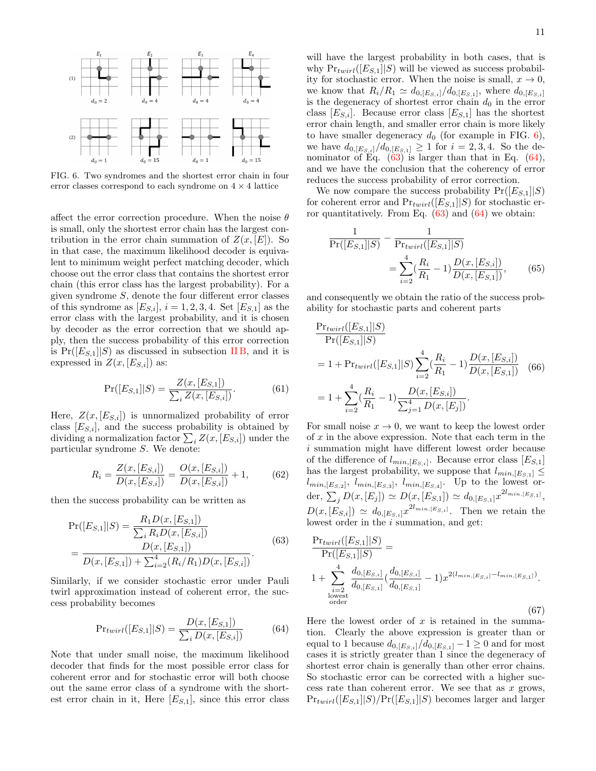FIG. 6. Two syndromes and the shortest error chain in four error classes correspond to each syndrome on $4 \times 4$ lattice

affect the error correction procedure. When the noise $\theta$ is small, only the shortest error chain has the largest contribution in the error chain summation of $Z(x, [E])$. So in that case, the maximum likelihood decoder is equivalent to minimum weight perfect matching decoder, which choose out the error class that contains the shortest error chain (this error class has the largest probability). For a given syndrome $S$, denote the four different error classes of this syndrome as $[E_{S,i}]$, $i = 1, 2, 3, 4$. Set $[E_{S,1}]$ as the error class with the largest probability, and it is chosen by decoder as the error correction that we should apply, then the success probability of this error correction is $\Pr([E_{S,1}]|S)$ as discussed in subsection II B, and it is expressed in $Z(x, [E_{S,i}])$ as:

$$\Pr([E_{S,1}]|S) = \frac{Z(x, [E_{S,1}])}{\sum_i Z(x, [E_{S,i}])}. \tag{61}$$

Here, $Z(x, [E_{S,i}])$ is unnormalized probability of error class $[E_{S,i}]$, and the success probability is obtained by dividing a normalization factor $\sum_i Z(x, [E_{S,i}])$ under the particular syndrome $S$. We denote:

$$R_i = \frac{Z(x, [E_{S,i}])}{D(x, [E_{S,i}])} = \frac{O(x, [E_{S,i}])}{D(x, [E_{S,i}])} + 1, \tag{62}$$

then the success probability can be written as

$$\begin{aligned}\Pr([E_{S,1}]|S) &= \frac{R_1 D(x, [E_{S,1}])}{\sum_i R_i D(x, [E_{S,i}])} \\ &= \frac{D(x, [E_{S,1}])}{D(x, [E_{S,1}]) + \sum_{i=2}^{4} (R_i/R_1) D(x, [E_{S,i}])}.\end{aligned} \tag{63}$$

Similarly, if we consider stochastic error under Pauli twirl approximation instead of coherent error, the success probability becomes

$$\Pr_{twirl}([E_{S,1}]|S) = \frac{D(x, [E_{S,1}])}{\sum_i D(x, [E_{S,i}])} \tag{64}$$

Note that under small noise, the maximum likelihood decoder that finds for the most possible error class for coherent error and for stochastic error will both choose out the same error class of a syndrome with the shortest error chain in it, Here $[E_{S,1}]$, since this error class will have the largest probability in both cases, that is why $\Pr_{twirl}([E_{S,1}]|S)$ will be viewed as success probability for stochastic error. When the noise is small, $x \to 0$, we know that $R_i/R_1 \simeq d_{0,[E_{S,i}]}/d_{0,[E_{S,1}]}$, where $d_{0,[E_{S,i}]}$ is the degeneracy of shortest error chain $d_0$ in the error class $[E_{S,i}]$. Because error class $[E_{S,1}]$ has the shortest error chain length, and smaller error chain is more likely to have smaller degeneracy $d_0$ (for example in FIG. 6), we have $d_{0,[E_{S,i}]}/d_{0,[E_{S,1}]} \geq 1$ for $i = 2, 3, 4$. So the denominator of Eq. (63) is larger than that in Eq. (64), and we have the conclusion that the coherency of error reduces the success probability of error correction.

We now compare the success probability $\Pr([E_{S,1}]|S)$ for coherent error and $\Pr_{twirl}([E_{S,1}]|S)$ for stochastic error quantitatively. From Eq. (63) and (64) we obtain:

$$\frac{1}{\Pr([E_{S,1}]|S)} - \frac{1}{\Pr_{twirl}([E_{S,1}]|S)} = \sum_{i=2}^{4} \left(\frac{R_i}{R_1} - 1\right) \frac{D(x, [E_{S,i}])}{D(x, [E_{S,1}])}, \tag{65}$$

and consequently we obtain the ratio of the success probability for stochastic parts and coherent parts

$$\begin{aligned}&\frac{\Pr_{twirl}([E_{S,1}]|S)}{\Pr([E_{S,1}]|S)} \\ &= 1 + \Pr_{twirl}([E_{S,1}]|S) \sum_{i=2}^{4} \left(\frac{R_i}{R_1} - 1\right) \frac{D(x, [E_{S,i}])}{D(x, [E_{S,1}])} \\ &= 1 + \sum_{i=2}^{4} \left(\frac{R_i}{R_1} - 1\right) \frac{D(x, [E_{S,i}])}{\sum_{j=1}^{4} D(x, [E_j])}.\end{aligned} \tag{66}$$

For small noise $x \to 0$, we want to keep the lowest order of $x$ in the above expression. Note that each term in the $i$ summation might have different lowest order because of the difference of $l_{min,[E_{S,i}]}$. Because error class $[E_{S,1}]$ has the largest probability, we suppose that $l_{min,[E_{S,1}]} \leq l_{min,[E_{S,2}]}$, $l_{min,[E_{S,3}]}$, $l_{min,[E_{S,4}]}$. Up to the lowest order, $\sum_j D(x, [E_j]) \simeq D(x, [E_{S,1}]) \simeq d_{0,[E_{S,1}]} x^{2 l_{min,[E_{S,1}]}}$, $D(x, [E_{S,i}]) \simeq d_{0,[E_{S,i}]} x^{2 l_{min,[E_{S,i}]}}$. Then we retain the lowest order in the $i$ summation, and get:

$$\frac{\Pr_{twirl}([E_{S,1}]|S)}{\Pr([E_{S,1}]|S)} = 1 + \sum_{\substack{i=2 \\ \text{lowest} \\ \text{order}}}^{4} \frac{d_{0,[E_{S,i}]}}{d_{0,[E_{S,1}]}} \left(\frac{d_{0,[E_{S,i}]}}{d_{0,[E_{S,1}]}} - 1\right) x^{2(l_{min,[E_{S,i}]} - l_{min,[E_{S,1}]})}. \tag{67}$$

Here the lowest order of $x$ is retained in the summation. Clearly the above expression is greater than or equal to 1 because $d_{0,[E_{S,i}]}/d_{0,[E_{S,1}]} - 1 \geq 0$ and for most cases it is strictly greater than 1 since the degeneracy of shortest error chain is generally than other error chains. So stochastic error can be corrected with a higher success rate than coherent error. We see that as $x$ grows, $\Pr_{twirl}([E_{S,1}]|S)/\Pr([E_{S,1}]|S)$ becomes larger and larger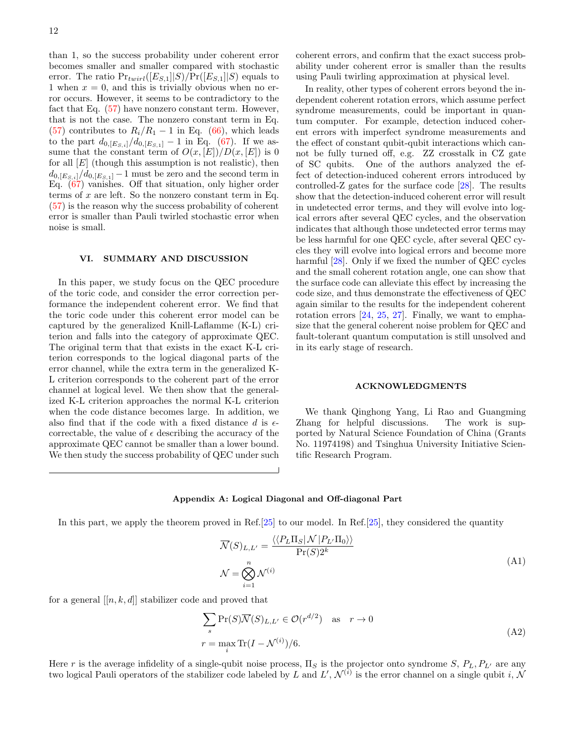than 1, so the success probability under coherent error becomes smaller and smaller compared with stochastic error. The ratio $\Pr_{twirl}([E_{S,1}]|S)/\Pr([E_{S,1}]|S)$ equals to 1 when $x=0$, and this is trivially obvious when no error occurs. However, it seems to be contradictory to the fact that Eq. (57) have nonzero constant term. However, that is not the case. The nonzero constant term in Eq. (57) contributes to $R_i/R_1 - 1$ in Eq. (66), which leads to the part $d_{0,[E_{S,i}]}/d_{0,[E_{S,1}]} - 1$ in Eq. (67). If we assume that the constant term of $O(x,[E])/D(x,[E])$ is 0 for all $[E]$ (though this assumption is not realistic), then $d_{0,[E_{S,i}]}/d_{0,[E_{S,1}]} - 1$ must be zero and the second term in Eq. (67) vanishes. Off that situation, only higher order terms of $x$ are left. So the nonzero constant term in Eq. (57) is the reason why the success probability of coherent error is smaller than Pauli twirled stochastic error when noise is small.

## VI. SUMMARY AND DISCUSSION

In this paper, we study focus on the QEC procedure of the toric code, and consider the error correction performance the independent coherent error. We find that the toric code under this coherent error model can be captured by the generalized Knill-Laflamme (K-L) criterion and falls into the category of approximate QEC. The original term that that exists in the exact K-L criterion corresponds to the logical diagonal parts of the error channel, while the extra term in the generalized K-L criterion corresponds to the coherent part of the error channel at logical level. We then show that the generalized K-L criterion approaches the normal K-L criterion when the code distance becomes large. In addition, we also find that if the code with a fixed distance $d$ is $\epsilon$-correctable, the value of $\epsilon$ describing the accuracy of the approximate QEC cannot be smaller than a lower bound. We then study the success probability of QEC under such coherent errors, and confirm that the exact success probability under coherent error is smaller than the results using Pauli twirling approximation at physical level.

In reality, other types of coherent errors beyond the independent coherent rotation errors, which assume perfect syndrome measurements, could be important in quantum computer. For example, detection induced coherent errors with imperfect syndrome measurements and the effect of constant qubit-qubit interactions which cannot be fully turned off, e.g. ZZ crosstalk in CZ gate of SC qubits. One of the authors analyzed the effect of detection-induced coherent errors introduced by controlled-Z gates for the surface code [28]. The results show that the detection-induced coherent error will result in undetected error terms, and they will evolve into logical errors after several QEC cycles, and the observation indicates that although those undetected error terms may be less harmful for one QEC cycle, after several QEC cycles they will evolve into logical errors and become more harmful [28]. Only if we fixed the number of QEC cycles and the small coherent rotation angle, one can show that the surface code can alleviate this effect by increasing the code size, and thus demonstrate the effectiveness of QEC again similar to the results for the independent coherent rotation errors [24, 25, 27]. Finally, we want to emphasize that the general coherent noise problem for QEC and fault-tolerant quantum computation is still unsolved and in its early stage of research.

## ACKNOWLEDGMENTS

We thank Qinghong Yang, Li Rao and Guangming Zhang for helpful discussions. The work is supported by National Science Foundation of China (Grants No. 11974198) and Tsinghua University Initiative Scientific Research Program.

## Appendix A: Logical Diagonal and Off-diagonal Part

In this part, we apply the theorem proved in Ref.[25] to our model. In Ref.[25], they considered the quantity

$$
\begin{aligned}
\overline{\mathcal{N}}(S)_{L,L'} &= \frac{\langle\langle P_L \Pi_S | \mathcal{N} | P_{L'} \Pi_0 \rangle\rangle}{\Pr(S) 2^k} \\
\mathcal{N} &= \bigotimes_{i=1}^{n} \mathcal{N}^{(i)}
\end{aligned}
\tag{A1}
$$

for a general $[[n,k,d]]$ stabilizer code and proved that

$$
\begin{aligned}
&\sum_s \Pr(S) \overline{\mathcal{N}}(S)_{L,L'} \in \mathcal{O}(r^{d/2}) \quad \text{as} \quad r \to 0 \\
&r = \max_i \mathrm{Tr}(I - \mathcal{N}^{(i)})/6.
\end{aligned}
\tag{A2}
$$

Here $r$ is the average infidelity of a single-qubit noise process, $\Pi_S$ is the projector onto syndrome $S$, $P_L, P_{L'}$ are any two logical Pauli operators of the stabilizer code labeled by $L$ and $L'$, $\mathcal{N}^{(i)}$ is the error channel on a single qubit $i$, $\mathcal{N}$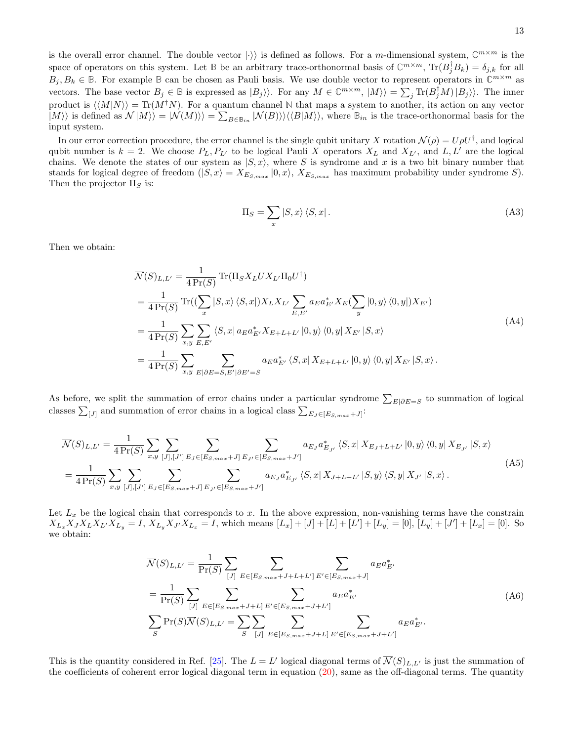is the overall error channel. The double vector $|\cdot\rangle\rangle$ is defined as follows. For a $m$-dimensional system, $\mathbb{C}^{m\times m}$ is the space of operators on this system. Let $\mathbb{B}$ be an arbitrary trace-orthonormal basis of $\mathbb{C}^{m\times m}$, $\mathrm{Tr}(B_j^\dagger B_k) = \delta_{j,k}$ for all $B_j, B_k \in \mathbb{B}$. For example $\mathbb{B}$ can be chosen as Pauli basis. We use double vector to represent operators in $\mathbb{C}^{m\times m}$ as vectors. The base vector $B_j \in \mathbb{B}$ is expressed as $|B_j\rangle\rangle$. For any $M \in \mathbb{C}^{m\times m}$, $|M\rangle\rangle = \sum_j \mathrm{Tr}(B_j^\dagger M) |B_j\rangle\rangle$. The inner product is $\langle\langle M|N\rangle\rangle = \mathrm{Tr}(M^\dagger N)$. For a quantum channel $\mathbb{N}$ that maps a system to another, its action on any vector $|M\rangle\rangle$ is defined as $\mathcal{N}|M\rangle\rangle = |\mathcal{N}(M)\rangle\rangle = \sum_{B\in\mathbb{B}_{in}} |\mathcal{N}(B)\rangle\rangle\langle\langle B|M\rangle\rangle$, where $\mathbb{B}_{in}$ is the trace-orthonormal basis for the input system.

In our error correction procedure, the error channel is the single qubit unitary $X$ rotation $\mathcal{N}(\rho) = U\rho U^\dagger$, and logical qubit number is $k = 2$. We choose $P_L, P_{L'}$ to be logical Pauli $X$ operators $X_L$ and $X_{L'}$, and $L, L'$ are the logical chains. We denote the states of our system as $|S, x\rangle$, where $S$ is syndrome and $x$ is a two bit binary number that stands for logical degree of freedom ($|S, x\rangle = X_{E_{S,max}}|0, x\rangle$, $X_{E_{S,max}}$ has maximum probability under syndrome $S$). Then the projector $\Pi_S$ is:

$$\Pi_S = \sum_x |S, x\rangle\langle S, x|. \tag{A3}$$

Then we obtain:

$$\begin{aligned}
\overline{\mathcal{N}}(S)_{L,L'} &= \frac{1}{4\Pr(S)} \mathrm{Tr}(\Pi_S X_L U X_{L'} \Pi_0 U^\dagger) \\
&= \frac{1}{4\Pr(S)} \mathrm{Tr}((\sum_x |S,x\rangle\langle S,x|) X_L X_{L'} \sum_{E,E'} a_E a_{E'}^* X_E (\sum_y |0,y\rangle\langle 0,y|) X_{E'}) \\
&= \frac{1}{4\Pr(S)} \sum_{x,y} \sum_{E,E'} \langle S,x| a_E a_{E'}^* X_{E+L+L'} |0,y\rangle\langle 0,y| X_{E'} |S,x\rangle \\
&= \frac{1}{4\Pr(S)} \sum_{x,y} \sum_{E|\partial E = S, E'|\partial E' = S} a_E a_{E'}^* \langle S,x| X_{E+L+L'} |0,y\rangle\langle 0,y| X_{E'} |S,x\rangle.
\end{aligned} \tag{A4}$$

As before, we split the summation of error chains under a particular syndrome $\sum_{E|\partial E=S}$ to summation of logical classes $\sum_{[J]}$ and summation of error chains in a logical class $\sum_{E_J\in[E_{S,max}+J]}$:

$$\begin{aligned}
\overline{\mathcal{N}}(S)_{L,L'} &= \frac{1}{4\Pr(S)} \sum_{x,y} \sum_{[J],[J']} \sum_{E_J\in[E_{S,max}+J]} \sum_{E_{J'}\in[E_{S,max}+J']} a_{E_J} a_{E_{J'}}^* \langle S,x| X_{E_J+L+L'} |0,y\rangle\langle 0,y| X_{E_{J'}} |S,x\rangle \\
&= \frac{1}{4\Pr(S)} \sum_{x,y} \sum_{[J],[J']} \sum_{E_J\in[E_{S,max}+J]} \sum_{E_{J'}\in[E_{S,max}+J']} a_{E_J} a_{E_{J'}}^* \langle S,x| X_{J+L+L'} |S,y\rangle\langle S,y| X_{J'} |S,x\rangle.
\end{aligned} \tag{A5}$$

Let $L_x$ be the logical chain that corresponds to $x$. In the above expression, non-vanishing terms have the constrain $X_{L_x} X_J X_L X_{L'} X_{L_y} = I$, $X_{L_y} X_{J'} X_{L_x} = I$, which means $[L_x] + [J] + [L] + [L'] + [L_y] = [0]$, $[L_y] + [J'] + [L_x] = [0]$. So we obtain:

$$\begin{aligned}
\overline{\mathcal{N}}(S)_{L,L'} &= \frac{1}{\Pr(S)} \sum_{[J]} \sum_{E\in[E_{S,max}+J+L+L']} \sum_{E'\in[E_{S,max}+J]} a_E a_{E'}^* \\
&= \frac{1}{\Pr(S)} \sum_{[J]} \sum_{E\in[E_{S,max}+J+L]} \sum_{E'\in[E_{S,max}+J+L']} a_E a_{E'}^* \\
\sum_S \Pr(S) \overline{\mathcal{N}}(S)_{L,L'} &= \sum_S \sum_{[J]} \sum_{E\in[E_{S,max}+J+L]} \sum_{E'\in[E_{S,max}+J+L']} a_E a_{E'}^*.
\end{aligned} \tag{A6}$$

This is the quantity considered in Ref. [25]. The $L = L'$ logical diagonal terms of $\overline{\mathcal{N}}(S)_{L,L'}$ is just the summation of the coefficients of coherent error logical diagonal term in equation (20), same as the off-diagonal terms. The quantity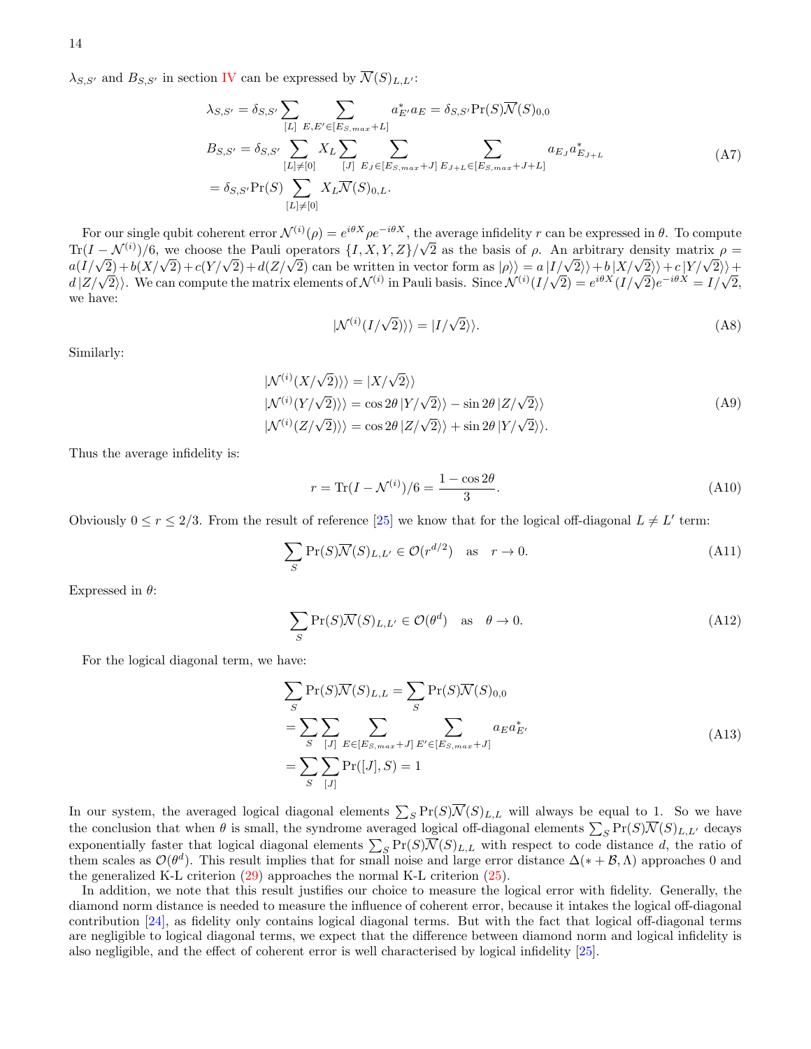$\lambda_{S,S'}$ and $B_{S,S'}$ in section IV can be expressed by $\overline{\mathcal{N}}(S)_{L,L'}$:

$$
\begin{aligned}
\lambda_{S,S'} &= \delta_{S,S'} \sum_{[L]} \sum_{E,E' \in [E_{S,max}+L]} a^*_{E'} a_E = \delta_{S,S'} \Pr(S) \overline{\mathcal{N}}(S)_{0,0} \\
B_{S,S'} &= \delta_{S,S'} \sum_{[L] \neq [0]} X_L \sum_{[J]} \sum_{E_J \in [E_{S,max}+J]} \sum_{E_{J+L} \in [E_{S,max}+J+L]} a_{E_J} a^*_{E_{J+L}} \\
&= \delta_{S,S'} \Pr(S) \sum_{[L] \neq [0]} X_L \overline{\mathcal{N}}(S)_{0,L}.
\end{aligned}
\tag{A7}
$$

For our single qubit coherent error $\mathcal{N}^{(i)}(\rho) = e^{i\theta X} \rho e^{-i\theta X}$, the average infidelity $r$ can be expressed in $\theta$. To compute $\mathrm{Tr}(I - \mathcal{N}^{(i)})/6$, we choose the Pauli operators $\{I, X, Y, Z\}/\sqrt{2}$ as the basis of $\rho$. An arbitrary density matrix $\rho = a(I/\sqrt{2}) + b(X/\sqrt{2}) + c(Y/\sqrt{2}) + d(Z/\sqrt{2})$ can be written in vector form as $|\rho\rangle\rangle = a\,|I/\sqrt{2}\rangle\rangle + b\,|X/\sqrt{2}\rangle\rangle + c\,|Y/\sqrt{2}\rangle\rangle + d\,|Z/\sqrt{2}\rangle\rangle$. We can compute the matrix elements of $\mathcal{N}^{(i)}$ in Pauli basis. Since $\mathcal{N}^{(i)}(I/\sqrt{2}) = e^{i\theta X}(I/\sqrt{2})e^{-i\theta X} = I/\sqrt{2}$, we have:

$$
|\mathcal{N}^{(i)}(I/\sqrt{2})\rangle\rangle = |I/\sqrt{2}\rangle\rangle. \tag{A8}
$$

Similarly:

$$
\begin{aligned}
|\mathcal{N}^{(i)}(X/\sqrt{2})\rangle\rangle &= |X/\sqrt{2}\rangle\rangle \\
|\mathcal{N}^{(i)}(Y/\sqrt{2})\rangle\rangle &= \cos 2\theta\, |Y/\sqrt{2}\rangle\rangle - \sin 2\theta\, |Z/\sqrt{2}\rangle\rangle \\
|\mathcal{N}^{(i)}(Z/\sqrt{2})\rangle\rangle &= \cos 2\theta\, |Z/\sqrt{2}\rangle\rangle + \sin 2\theta\, |Y/\sqrt{2}\rangle\rangle.
\end{aligned}
\tag{A9}
$$

Thus the average infidelity is:

$$
r = \mathrm{Tr}(I - \mathcal{N}^{(i)})/6 = \frac{1 - \cos 2\theta}{3}. \tag{A10}
$$

Obviously $0 \leq r \leq 2/3$. From the result of reference [25] we know that for the logical off-diagonal $L \neq L'$ term:

$$
\sum_S \Pr(S) \overline{\mathcal{N}}(S)_{L,L'} \in \mathcal{O}(r^{d/2}) \quad \text{as} \quad r \to 0. \tag{A11}
$$

Expressed in $\theta$:

$$
\sum_S \Pr(S) \overline{\mathcal{N}}(S)_{L,L'} \in \mathcal{O}(\theta^{d}) \quad \text{as} \quad \theta \to 0. \tag{A12}
$$

For the logical diagonal term, we have:

$$
\begin{aligned}
\sum_S \Pr(S) \overline{\mathcal{N}}(S)_{L,L} &= \sum_S \Pr(S) \overline{\mathcal{N}}(S)_{0,0} \\
&= \sum_S \sum_{[J]} \sum_{E \in [E_{S,max}+J]} \sum_{E' \in [E_{S,max}+J]} a_E a^*_{E'} \\
&= \sum_S \sum_{[J]} \Pr([J], S) = 1
\end{aligned}
\tag{A13}
$$

In our system, the averaged logical diagonal elements $\sum_S \Pr(S) \overline{\mathcal{N}}(S)_{L,L}$ will always be equal to 1. So we have the conclusion that when $\theta$ is small, the syndrome averaged logical off-diagonal elements $\sum_S \Pr(S) \overline{\mathcal{N}}(S)_{L,L'}$ decays exponentially faster that logical diagonal elements $\sum_S \Pr(S) \overline{\mathcal{N}}(S)_{L,L}$ with respect to code distance $d$, the ratio of them scales as $\mathcal{O}(\theta^d)$. This result implies that for small noise and large error distance $\Delta(* + \mathcal{B}, \Lambda)$ approaches 0 and the generalized K-L criterion (29) approaches the normal K-L criterion (25).

In addition, we note that this result justifies our choice to measure the logical error with fidelity. Generally, the diamond norm distance is needed to measure the influence of coherent error, because it intakes the logical off-diagonal contribution [24], as fidelity only contains logical diagonal terms. But with the fact that logical off-diagonal terms are negligible to logical diagonal terms, we expect that the difference between diamond norm and logical infidelity is also negligible, and the effect of coherent error is well characterised by logical infidelity [25].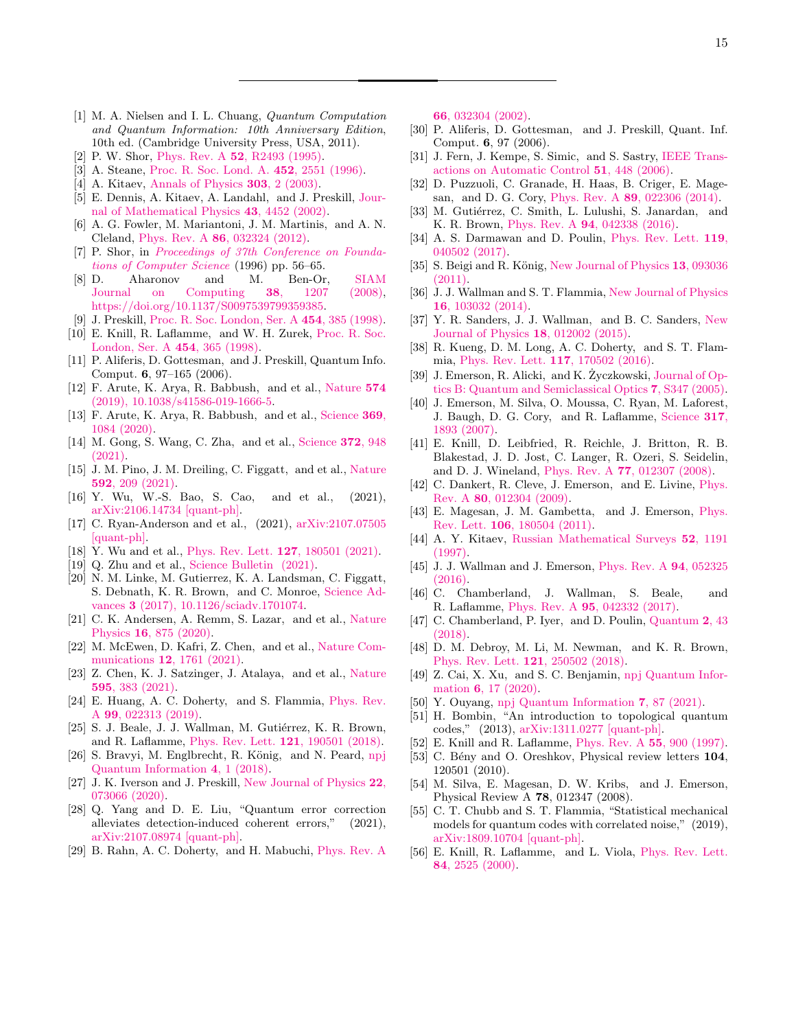[1] M. A. Nielsen and I. L. Chuang, *Quantum Computation and Quantum Information: 10th Anniversary Edition*, 10th ed. (Cambridge University Press, USA, 2011).

[2] P. W. Shor, Phys. Rev. A **52**, R2493 (1995).

[3] A. Steane, Proc. R. Soc. Lond. A. **452**, 2551 (1996).

[4] A. Kitaev, Annals of Physics **303**, 2 (2003).

[5] E. Dennis, A. Kitaev, A. Landahl, and J. Preskill, Journal of Mathematical Physics **43**, 4452 (2002).

[6] A. G. Fowler, M. Mariantoni, J. M. Martinis, and A. N. Cleland, Phys. Rev. A **86**, 032324 (2012).

[7] P. Shor, in *Proceedings of 37th Conference on Foundations of Computer Science* (1996) pp. 56–65.

[8] D. Aharonov and M. Ben-Or, SIAM Journal on Computing **38**, 1207 (2008), https://doi.org/10.1137/S0097539799359385.

[9] J. Preskill, Proc. R. Soc. London, Ser. A **454**, 385 (1998).

[10] E. Knill, R. Laflamme, and W. H. Zurek, Proc. R. Soc. London, Ser. A **454**, 365 (1998).

[11] P. Aliferis, D. Gottesman, and J. Preskill, Quantum Info. Comput. **6**, 97–165 (2006).

[12] F. Arute, K. Arya, R. Babbush, and et al., Nature **574** (2019), 10.1038/s41586-019-1666-5.

[13] F. Arute, K. Arya, R. Babbush, and et al., Science **369**, 1084 (2020).

[14] M. Gong, S. Wang, C. Zha, and et al., Science **372**, 948 (2021).

[15] J. M. Pino, J. M. Dreiling, C. Figgatt, and et al., Nature **592**, 209 (2021).

[16] Y. Wu, W.-S. Bao, S. Cao, and et al., (2021), arXiv:2106.14734 [quant-ph].

[17] C. Ryan-Anderson and et al., (2021), arXiv:2107.07505 [quant-ph].

[18] Y. Wu and et al., Phys. Rev. Lett. **127**, 180501 (2021).

[19] Q. Zhu and et al., Science Bulletin (2021).

[20] N. M. Linke, M. Gutierrez, K. A. Landsman, C. Figgatt, S. Debnath, K. R. Brown, and C. Monroe, Science Advances **3** (2017), 10.1126/sciadv.1701074.

[21] C. K. Andersen, A. Remm, S. Lazar, and et al., Nature Physics **16**, 875 (2020).

[22] M. McEwen, D. Kafri, Z. Chen, and et al., Nature Communications **12**, 1761 (2021).

[23] Z. Chen, K. J. Satzinger, J. Atalaya, and et al., Nature **595**, 383 (2021).

[24] E. Huang, A. C. Doherty, and S. Flammia, Phys. Rev. A **99**, 022313 (2019).

[25] S. J. Beale, J. J. Wallman, M. Gutiérrez, K. R. Brown, and R. Laflamme, Phys. Rev. Lett. **121**, 190501 (2018).

[26] S. Bravyi, M. Englbrecht, R. König, and N. Peard, npj Quantum Information **4**, 1 (2018).

[27] J. K. Iverson and J. Preskill, New Journal of Physics **22**, 073066 (2020).

[28] Q. Yang and D. E. Liu, "Quantum error correction alleviates detection-induced coherent errors," (2021), arXiv:2107.08974 [quant-ph].

[29] B. Rahn, A. C. Doherty, and H. Mabuchi, Phys. Rev. A **66**, 032304 (2002).

[30] P. Aliferis, D. Gottesman, and J. Preskill, Quant. Inf. Comput. **6**, 97 (2006).

[31] J. Fern, J. Kempe, S. Simic, and S. Sastry, IEEE Transactions on Automatic Control **51**, 448 (2006).

[32] D. Puzzuoli, C. Granade, H. Haas, B. Criger, E. Magesan, and D. G. Cory, Phys. Rev. A **89**, 022306 (2014).

[33] M. Gutiérrez, C. Smith, L. Lulushi, S. Janardan, and K. R. Brown, Phys. Rev. A **94**, 042338 (2016).

[34] A. S. Darmawan and D. Poulin, Phys. Rev. Lett. **119**, 040502 (2017).

[35] S. Beigi and R. König, New Journal of Physics **13**, 093036 (2011).

[36] J. J. Wallman and S. T. Flammia, New Journal of Physics **16**, 103032 (2014).

[37] Y. R. Sanders, J. J. Wallman, and B. C. Sanders, New Journal of Physics **18**, 012002 (2015).

[38] R. Kueng, D. M. Long, A. C. Doherty, and S. T. Flammia, Phys. Rev. Lett. **117**, 170502 (2016).

[39] J. Emerson, R. Alicki, and K. Życzkowski, Journal of Optics B: Quantum and Semiclassical Optics **7**, S347 (2005).

[40] J. Emerson, M. Silva, O. Moussa, C. Ryan, M. Laforest, J. Baugh, D. G. Cory, and R. Laflamme, Science **317**, 1893 (2007).

[41] E. Knill, D. Leibfried, R. Reichle, J. Britton, R. B. Blakestad, J. D. Jost, C. Langer, R. Ozeri, S. Seidelin, and D. J. Wineland, Phys. Rev. A **77**, 012307 (2008).

[42] C. Dankert, R. Cleve, J. Emerson, and E. Livine, Phys. Rev. A **80**, 012304 (2009).

[43] E. Magesan, J. M. Gambetta, and J. Emerson, Phys. Rev. Lett. **106**, 180504 (2011).

[44] A. Y. Kitaev, Russian Mathematical Surveys **52**, 1191 (1997).

[45] J. J. Wallman and J. Emerson, Phys. Rev. A **94**, 052325 (2016).

[46] C. Chamberland, J. Wallman, S. Beale, and R. Laflamme, Phys. Rev. A **95**, 042332 (2017).

[47] C. Chamberland, P. Iyer, and D. Poulin, Quantum **2**, 43 (2018).

[48] D. M. Debroy, M. Li, M. Newman, and K. R. Brown, Phys. Rev. Lett. **121**, 250502 (2018).

[49] Z. Cai, X. Xu, and S. C. Benjamin, npj Quantum Information **6**, 17 (2020).

[50] Y. Ouyang, npj Quantum Information **7**, 87 (2021).

[51] H. Bombin, "An introduction to topological quantum codes," (2013), arXiv:1311.0277 [quant-ph].

[52] E. Knill and R. Laflamme, Phys. Rev. A **55**, 900 (1997).

[53] C. Bény and O. Oreshkov, Physical review letters **104**, 120501 (2010).

[54] M. Silva, E. Magesan, D. W. Kribs, and J. Emerson, Physical Review A **78**, 012347 (2008).

[55] C. T. Chubb and S. T. Flammia, "Statistical mechanical models for quantum codes with correlated noise," (2019), arXiv:1809.10704 [quant-ph].

[56] E. Knill, R. Laflamme, and L. Viola, Phys. Rev. Lett. **84**, 2525 (2000).